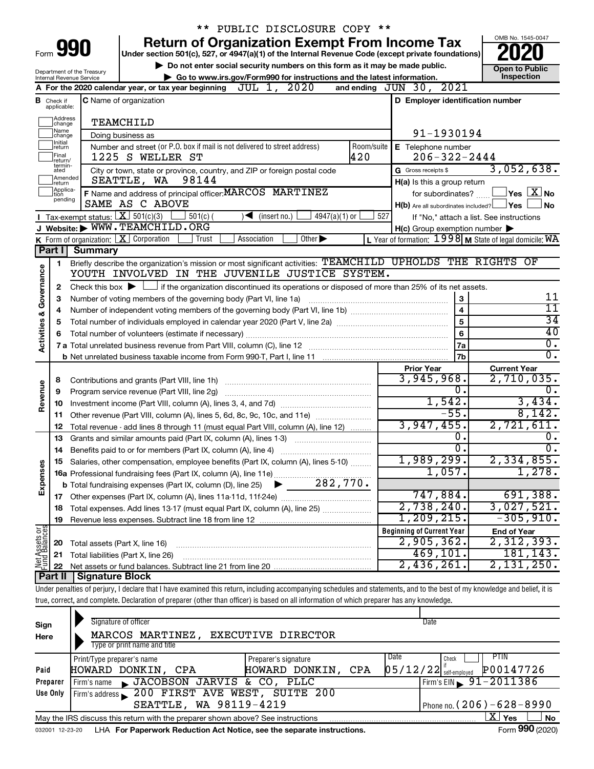** PUBLIC DISCLOSURE COPY **

# Form 990 — Return of Organization Exempt From Income Tax

Under section 501(c), 527, or 4947(a)(1) of the Internal Revenue Code (except private foundations)

▶ Do not enter social security numbers on this form as it may be made public.

▶ Go to www.irs.gov/Form990 for instructions and the latest information.

Department of the Treasury
Internal Revenue Service

OMB No. 1545-0047

**2020**

**Open to Public Inspection**

**A** For the 2020 calendar year, or tax year beginning JUL 1, 2020 and ending JUN 30, 2021

**B** Check if applicable: Address change, Name change, Initial return, Final return/terminated, Amended return, Application pending

**C** Name of organization: TEAMCHILD

Doing business as

Number and street (or P.O. box if mail is not delivered to street address): 1225 S WELLER ST — Room/suite: 420

City or town, state or province, country, and ZIP or foreign postal code: SEATTLE, WA 98144

**D** Employer identification number: 91-1930194

**E** Telephone number: 206-322-2444

**G** Gross receipts $ 3,052,638.

**F** Name and address of principal officer: MARCOS MARTINEZ, SAME AS C ABOVE

**H(a)** Is this a group return for subordinates? ☐ Yes ☒ No

**H(b)** Are all subordinates included? ☐ Yes ☐ No — If "No," attach a list. See instructions

**H(c)** Group exemption number ▶

**I** Tax-exempt status: ☒ 501(c)(3) ☐ 501(c) ( ) ◀ (insert no.) ☐ 4947(a)(1) or ☐ 527

**J** Website: ▶ WWW.TEAMCHILD.ORG

**K** Form of organization: ☒ Corporation ☐ Trust ☐ Association ☐ Other ▶

**L** Year of formation: 1998 **M** State of legal domicile: WA

## Part I Summary

**Activities & Governance**

| | | | |
|---|---|---|---|
| 1 | Briefly describe the organization's mission or most significant activities: TEAMCHILD UPHOLDS THE RIGHTS OF YOUTH INVOLVED IN THE JUVENILE JUSTICE SYSTEM. | | |
| 2 | Check this box ▶ ☐ if the organization discontinued its operations or disposed of more than 25% of its net assets. | | |
| 3 | Number of voting members of the governing body (Part VI, line 1a) | 3 | 11 |
| 4 | Number of independent voting members of the governing body (Part VI, line 1b) | 4 | 11 |
| 5 | Total number of individuals employed in calendar year 2020 (Part V, line 2a) | 5 | 34 |
| 6 | Total number of volunteers (estimate if necessary) | 6 | 40 |
| 7a | Total unrelated business revenue from Part VIII, column (C), line 12 | 7a | 0. |
| 7b | Net unrelated business taxable income from Form 990-T, Part I, line 11 | 7b | 0. |

| | | Prior Year | Current Year |
|---|---|---|---|
| **Revenue** | | | |
| 8 | Contributions and grants (Part VIII, line 1h) | 3,945,968. | 2,710,035. |
| 9 | Program service revenue (Part VIII, line 2g) | 0. | 0. |
| 10 | Investment income (Part VIII, column (A), lines 3, 4, and 7d) | 1,542. | 3,434. |
| 11 | Other revenue (Part VIII, column (A), lines 5, 6d, 8c, 9c, 10c, and 11e) | -55. | 8,142. |
| 12 | Total revenue - add lines 8 through 11 (must equal Part VIII, column (A), line 12) | 3,947,455. | 2,721,611. |
| **Expenses** | | | |
| 13 | Grants and similar amounts paid (Part IX, column (A), lines 1-3) | 0. | 0. |
| 14 | Benefits paid to or for members (Part IX, column (A), line 4) | 0. | 0. |
| 15 | Salaries, other compensation, employee benefits (Part IX, column (A), lines 5-10) | 1,989,299. | 2,334,855. |
| 16a | Professional fundraising fees (Part IX, column (A), line 11e) | 1,057. | 1,278. |
| b | Total fundraising expenses (Part IX, column (D), line 25) ▶ 282,770. | | |
| 17 | Other expenses (Part IX, column (A), lines 11a-11d, 11f-24e) | 747,884. | 691,388. |
| 18 | Total expenses. Add lines 13-17 (must equal Part IX, column (A), line 25) | 2,738,240. | 3,027,521. |
| 19 | Revenue less expenses. Subtract line 18 from line 12 | 1,209,215. | -305,910. |

| **Net Assets or Fund Balances** | | Beginning of Current Year | End of Year |
|---|---|---|---|
| 20 | Total assets (Part X, line 16) | 2,905,362. | 2,312,393. |
| 21 | Total liabilities (Part X, line 26) | 469,101. | 181,143. |
| 22 | Net assets or fund balances. Subtract line 21 from line 20 | 2,436,261. | 2,131,250. |

## Part II Signature Block

Under penalties of perjury, I declare that I have examined this return, including accompanying schedules and statements, and to the best of my knowledge and belief, it is true, correct, and complete. Declaration of preparer (other than officer) is based on all information of which preparer has any knowledge.

**Sign Here**

Signature of officer — Date

MARCOS MARTINEZ, EXECUTIVE DIRECTOR
Type or print name and title

**Paid Preparer Use Only**

| Print/Type preparer's name | Preparer's signature | Date | Check if self-employed | PTIN |
|---|---|---|---|---|
| HOWARD DONKIN, CPA | HOWARD DONKIN, CPA | 05/12/22 | | P00147726 |

Firm's name ▶ JACOBSON JARVIS & CO, PLLC — Firm's EIN ▶ 91-2011386

Firm's address ▶ 200 FIRST AVE WEST, SUITE 200, SEATTLE, WA 98119-4219 — Phone no. (206)-628-8990

May the IRS discuss this return with the preparer shown above? See instructions ☒ Yes ☐ No

032001 12-23-20 LHA For Paperwork Reduction Act Notice, see the separate instructions. Form **990** (2020)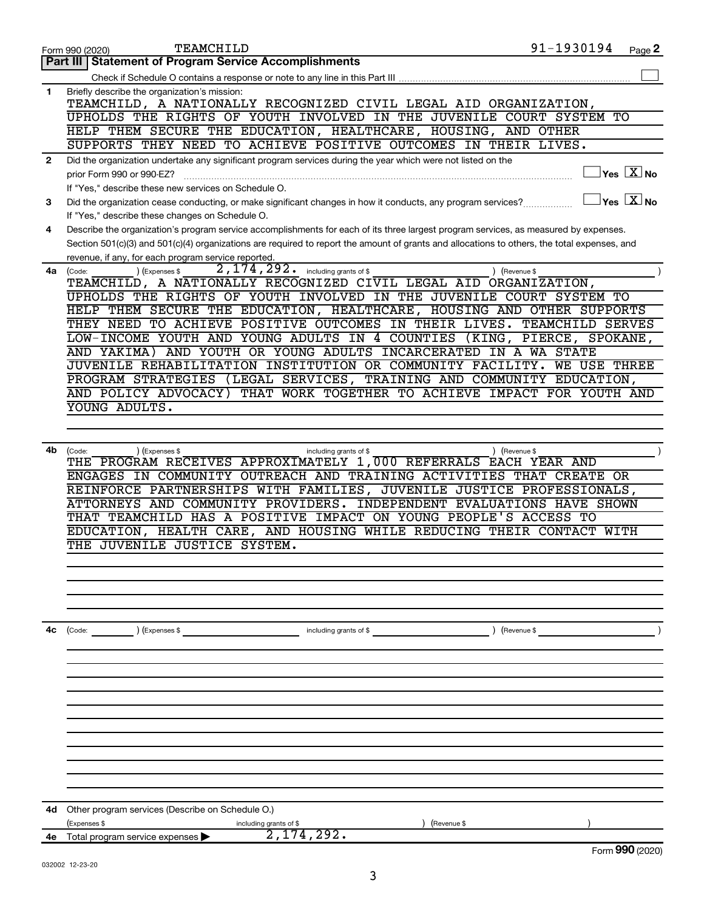Form 990 (2020) TEAMCHILD 91-1930194 Page 2

## Part III | Statement of Program Service Accomplishments

Check if Schedule O contains a response or note to any line in this Part III ☐

**1** Briefly describe the organization's mission:

TEAMCHILD, A NATIONALLY RECOGNIZED CIVIL LEGAL AID ORGANIZATION, UPHOLDS THE RIGHTS OF YOUTH INVOLVED IN THE JUVENILE COURT SYSTEM TO HELP THEM SECURE THE EDUCATION, HEALTHCARE, HOUSING, AND OTHER SUPPORTS THEY NEED TO ACHIEVE POSITIVE OUTCOMES IN THEIR LIVES.

**2** Did the organization undertake any significant program services during the year which were not listed on the prior Form 990 or 990-EZ? ☐ Yes ☒ No

If "Yes," describe these new services on Schedule O.

**3** Did the organization cease conducting, or make significant changes in how it conducts, any program services? ☐ Yes ☒ No

If "Yes," describe these changes on Schedule O.

**4** Describe the organization's program service accomplishments for each of its three largest program services, as measured by expenses. Section 501(c)(3) and 501(c)(4) organizations are required to report the amount of grants and allocations to others, the total expenses, and revenue, if any, for each program service reported.

**4a** (Code: ) (Expenses $ 2,174,292. including grants of $ ) (Revenue $ )

TEAMCHILD, A NATIONALLY RECOGNIZED CIVIL LEGAL AID ORGANIZATION, UPHOLDS THE RIGHTS OF YOUTH INVOLVED IN THE JUVENILE COURT SYSTEM TO HELP THEM SECURE THE EDUCATION, HEALTHCARE, HOUSING AND OTHER SUPPORTS THEY NEED TO ACHIEVE POSITIVE OUTCOMES IN THEIR LIVES. TEAMCHILD SERVES LOW-INCOME YOUTH AND YOUNG ADULTS IN 4 COUNTIES (KING, PIERCE, SPOKANE, AND YAKIMA) AND YOUTH OR YOUNG ADULTS INCARCERATED IN A WA STATE JUVENILE REHABILITATION INSTITUTION OR COMMUNITY FACILITY. WE USE THREE PROGRAM STRATEGIES (LEGAL SERVICES, TRAINING AND COMMUNITY EDUCATION, AND POLICY ADVOCACY) THAT WORK TOGETHER TO ACHIEVE IMPACT FOR YOUTH AND YOUNG ADULTS.

**4b** (Code: ) (Expenses $ including grants of $ ) (Revenue $ )

THE PROGRAM RECEIVES APPROXIMATELY 1,000 REFERRALS EACH YEAR AND ENGAGES IN COMMUNITY OUTREACH AND TRAINING ACTIVITIES THAT CREATE OR REINFORCE PARTNERSHIPS WITH FAMILIES, JUVENILE JUSTICE PROFESSIONALS, ATTORNEYS AND COMMUNITY PROVIDERS. INDEPENDENT EVALUATIONS HAVE SHOWN THAT TEAMCHILD HAS A POSITIVE IMPACT ON YOUNG PEOPLE'S ACCESS TO EDUCATION, HEALTH CARE, AND HOUSING WHILE REDUCING THEIR CONTACT WITH THE JUVENILE JUSTICE SYSTEM.

**4c** (Code: ) (Expenses $ including grants of $ ) (Revenue $ )

**4d** Other program services (Describe on Schedule O.)

(Expenses $ including grants of $ ) (Revenue $ )

**4e** Total program service expenses ▶ 2,174,292.

Form **990** (2020)

032002 12-23-20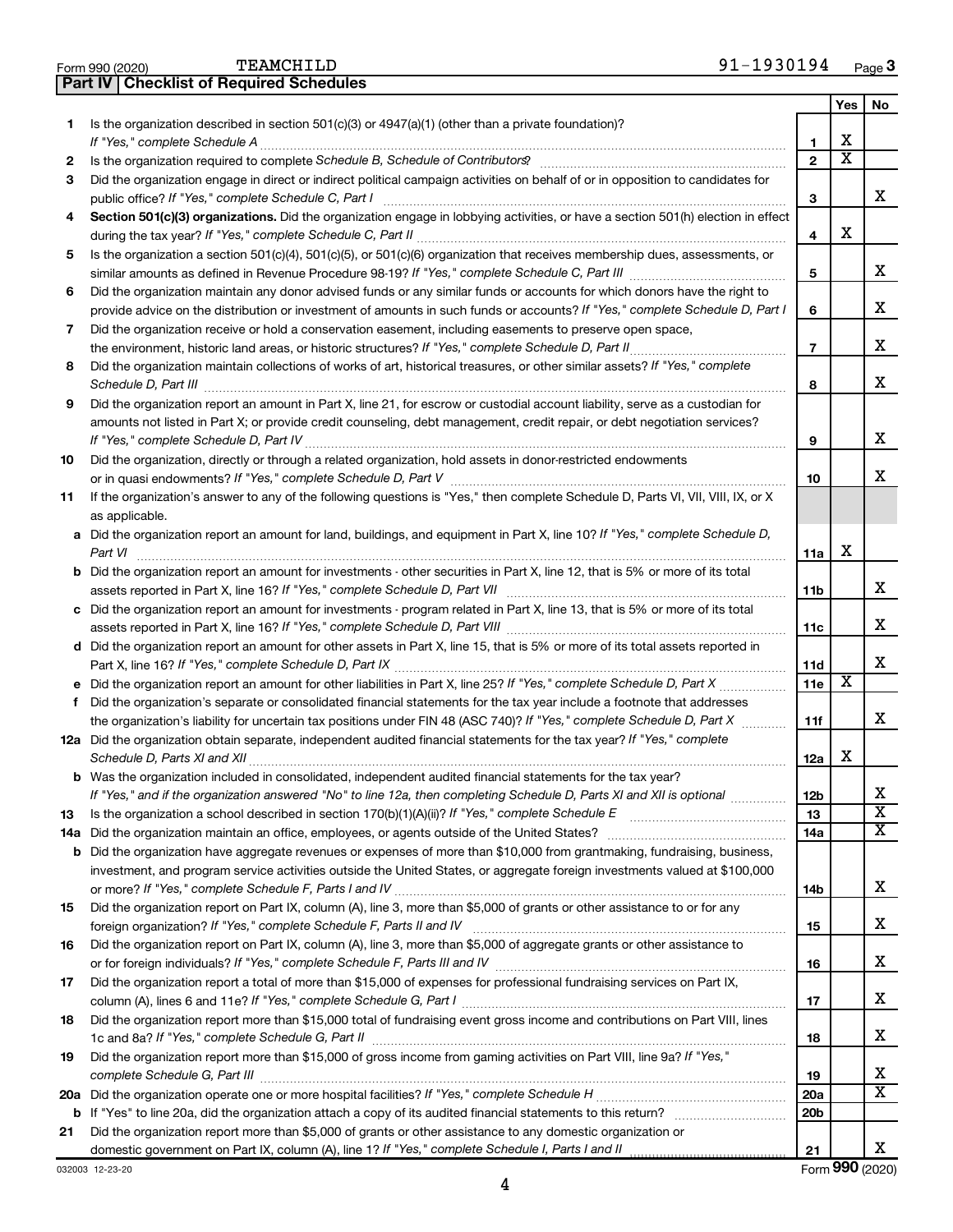Form 990 (2020) TEAMCHILD 91-1930194 Page 3

## Part IV Checklist of Required Schedules

| | | | Yes | No |
|---|---|---|---|---|
| 1 | Is the organization described in section 501(c)(3) or 4947(a)(1) (other than a private foundation)? *If "Yes," complete Schedule A* | 1 | X | |
| 2 | Is the organization required to complete *Schedule B, Schedule of Contributors*? | 2 | X | |
| 3 | Did the organization engage in direct or indirect political campaign activities on behalf of or in opposition to candidates for public office? *If "Yes," complete Schedule C, Part I* | 3 | | X |
| 4 | **Section 501(c)(3) organizations.** Did the organization engage in lobbying activities, or have a section 501(h) election in effect during the tax year? *If "Yes," complete Schedule C, Part II* | 4 | X | |
| 5 | Is the organization a section 501(c)(4), 501(c)(5), or 501(c)(6) organization that receives membership dues, assessments, or similar amounts as defined in Revenue Procedure 98-19? *If "Yes," complete Schedule C, Part III* | 5 | | X |
| 6 | Did the organization maintain any donor advised funds or any similar funds or accounts for which donors have the right to provide advice on the distribution or investment of amounts in such funds or accounts? *If "Yes," complete Schedule D, Part I* | 6 | | X |
| 7 | Did the organization receive or hold a conservation easement, including easements to preserve open space, the environment, historic land areas, or historic structures? *If "Yes," complete Schedule D, Part II* | 7 | | X |
| 8 | Did the organization maintain collections of works of art, historical treasures, or other similar assets? *If "Yes," complete Schedule D, Part III* | 8 | | X |
| 9 | Did the organization report an amount in Part X, line 21, for escrow or custodial account liability, serve as a custodian for amounts not listed in Part X; or provide credit counseling, debt management, credit repair, or debt negotiation services? *If "Yes," complete Schedule D, Part IV* | 9 | | X |
| 10 | Did the organization, directly or through a related organization, hold assets in donor-restricted endowments or in quasi endowments? *If "Yes," complete Schedule D, Part V* | 10 | | X |
| 11 | If the organization's answer to any of the following questions is "Yes," then complete Schedule D, Parts VI, VII, VIII, IX, or X as applicable. | | | |
| a | Did the organization report an amount for land, buildings, and equipment in Part X, line 10? *If "Yes," complete Schedule D, Part VI* | 11a | X | |
| b | Did the organization report an amount for investments - other securities in Part X, line 12, that is 5% or more of its total assets reported in Part X, line 16? *If "Yes," complete Schedule D, Part VII* | 11b | | X |
| c | Did the organization report an amount for investments - program related in Part X, line 13, that is 5% or more of its total assets reported in Part X, line 16? *If "Yes," complete Schedule D, Part VIII* | 11c | | X |
| d | Did the organization report an amount for other assets in Part X, line 15, that is 5% or more of its total assets reported in Part X, line 16? *If "Yes," complete Schedule D, Part IX* | 11d | | X |
| e | Did the organization report an amount for other liabilities in Part X, line 25? *If "Yes," complete Schedule D, Part X* | 11e | X | |
| f | Did the organization's separate or consolidated financial statements for the tax year include a footnote that addresses the organization's liability for uncertain tax positions under FIN 48 (ASC 740)? *If "Yes," complete Schedule D, Part X* | 11f | | X |
| 12a | Did the organization obtain separate, independent audited financial statements for the tax year? *If "Yes," complete Schedule D, Parts XI and XII* | 12a | X | |
| b | Was the organization included in consolidated, independent audited financial statements for the tax year? *If "Yes," and if the organization answered "No" to line 12a, then completing Schedule D, Parts XI and XII is optional* | 12b | | X |
| 13 | Is the organization a school described in section 170(b)(1)(A)(ii)? *If "Yes," complete Schedule E* | 13 | | X |
| 14a | Did the organization maintain an office, employees, or agents outside of the United States? | 14a | | X |
| b | Did the organization have aggregate revenues or expenses of more than $10,000 from grantmaking, fundraising, business, investment, and program service activities outside the United States, or aggregate foreign investments valued at $100,000 or more? *If "Yes," complete Schedule F, Parts I and IV* | 14b | | X |
| 15 | Did the organization report on Part IX, column (A), line 3, more than $5,000 of grants or other assistance to or for any foreign organization? *If "Yes," complete Schedule F, Parts II and IV* | 15 | | X |
| 16 | Did the organization report on Part IX, column (A), line 3, more than $5,000 of aggregate grants or other assistance to or for foreign individuals? *If "Yes," complete Schedule F, Parts III and IV* | 16 | | X |
| 17 | Did the organization report a total of more than $15,000 of expenses for professional fundraising services on Part IX, column (A), lines 6 and 11e? *If "Yes," complete Schedule G, Part I* | 17 | | X |
| 18 | Did the organization report more than $15,000 total of fundraising event gross income and contributions on Part VIII, lines 1c and 8a? *If "Yes," complete Schedule G, Part II* | 18 | | X |
| 19 | Did the organization report more than $15,000 of gross income from gaming activities on Part VIII, line 9a? *If "Yes," complete Schedule G, Part III* | 19 | | X |
| 20a | Did the organization operate one or more hospital facilities? *If "Yes," complete Schedule H* | 20a | | X |
| b | If "Yes" to line 20a, did the organization attach a copy of its audited financial statements to this return? | 20b | | |
| 21 | Did the organization report more than $5,000 of grants or other assistance to any domestic organization or domestic government on Part IX, column (A), line 1? *If "Yes," complete Schedule I, Parts I and II* | 21 | | X |

032003 12-23-20 Form **990** (2020)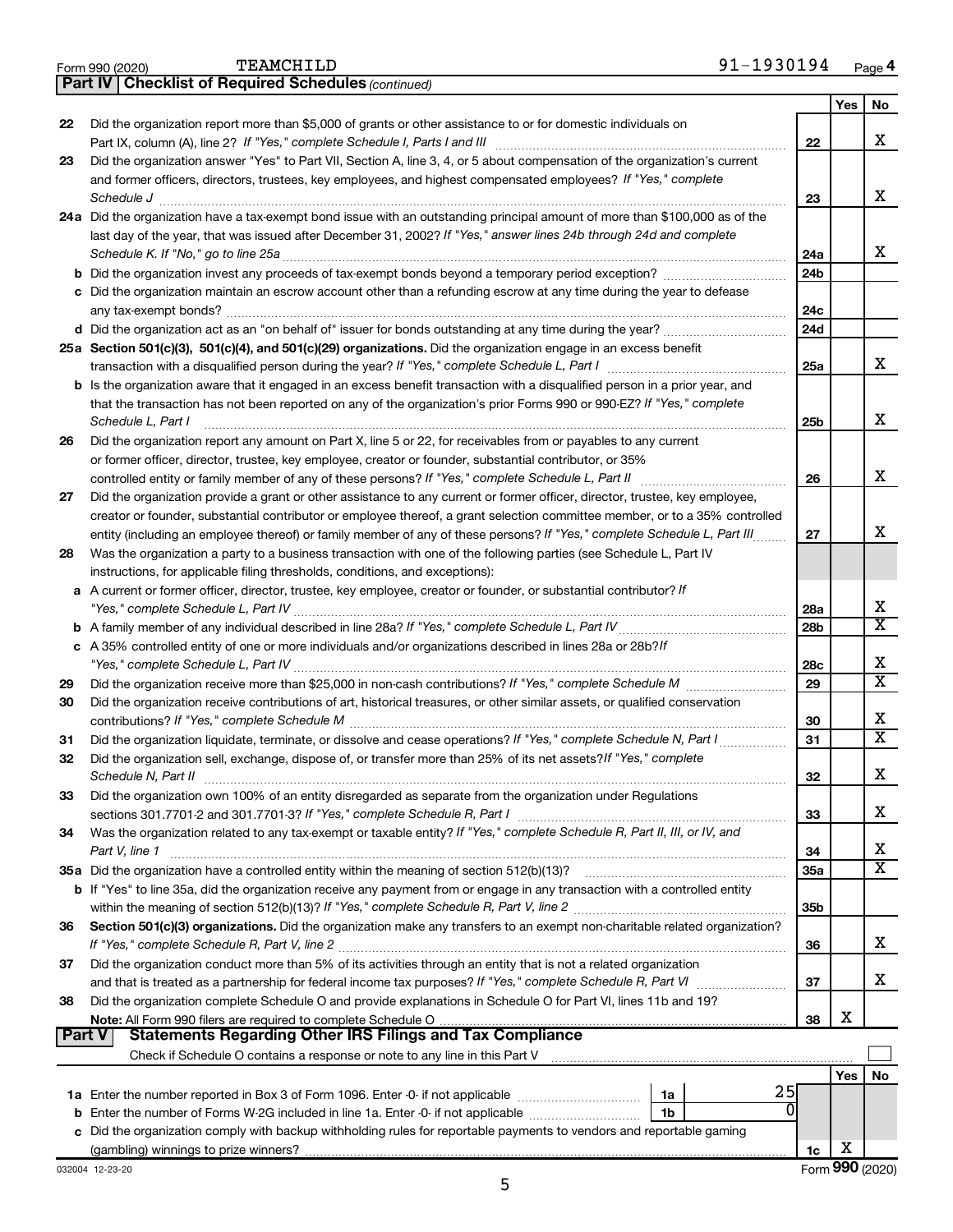Form 990 (2020) TEAMCHILD 91-1930194 Page 4

**Part IV | Checklist of Required Schedules** *(continued)*

| | | | Yes | No |
|---|---|---|---|---|
| 22 | Did the organization report more than $5,000 of grants or other assistance to or for domestic individuals on Part IX, column (A), line 2? *If "Yes," complete Schedule I, Parts I and III* | 22 | | X |
| 23 | Did the organization answer "Yes" to Part VII, Section A, line 3, 4, or 5 about compensation of the organization's current and former officers, directors, trustees, key employees, and highest compensated employees? *If "Yes," complete Schedule J* | 23 | | X |
| 24a | Did the organization have a tax-exempt bond issue with an outstanding principal amount of more than $100,000 as of the last day of the year, that was issued after December 31, 2002? *If "Yes," answer lines 24b through 24d and complete Schedule K. If "No," go to line 25a* | 24a | | X |
| b | Did the organization invest any proceeds of tax-exempt bonds beyond a temporary period exception? | 24b | | |
| c | Did the organization maintain an escrow account other than a refunding escrow at any time during the year to defease any tax-exempt bonds? | 24c | | |
| d | Did the organization act as an "on behalf of" issuer for bonds outstanding at any time during the year? | 24d | | |
| 25a | **Section 501(c)(3), 501(c)(4), and 501(c)(29) organizations.** Did the organization engage in an excess benefit transaction with a disqualified person during the year? *If "Yes," complete Schedule L, Part I* | 25a | | X |
| b | Is the organization aware that it engaged in an excess benefit transaction with a disqualified person in a prior year, and that the transaction has not been reported on any of the organization's prior Forms 990 or 990-EZ? *If "Yes," complete Schedule L, Part I* | 25b | | X |
| 26 | Did the organization report any amount on Part X, line 5 or 22, for receivables from or payables to any current or former officer, director, trustee, key employee, creator or founder, substantial contributor, or 35% controlled entity or family member of any of these persons? *If "Yes," complete Schedule L, Part II* | 26 | | X |
| 27 | Did the organization provide a grant or other assistance to any current or former officer, director, trustee, key employee, creator or founder, substantial contributor or employee thereof, a grant selection committee member, or to a 35% controlled entity (including an employee thereof) or family member of any of these persons? *If "Yes," complete Schedule L, Part III* | 27 | | X |
| 28 | Was the organization a party to a business transaction with one of the following parties (see Schedule L, Part IV instructions, for applicable filing thresholds, conditions, and exceptions): | | | |
| a | A current or former officer, director, trustee, key employee, creator or founder, or substantial contributor? *If "Yes," complete Schedule L, Part IV* | 28a | | X |
| b | A family member of any individual described in line 28a? *If "Yes," complete Schedule L, Part IV* | 28b | | X |
| c | A 35% controlled entity of one or more individuals and/or organizations described in lines 28a or 28b? *If "Yes," complete Schedule L, Part IV* | 28c | | X |
| 29 | Did the organization receive more than $25,000 in non-cash contributions? *If "Yes," complete Schedule M* | 29 | | X |
| 30 | Did the organization receive contributions of art, historical treasures, or other similar assets, or qualified conservation contributions? *If "Yes," complete Schedule M* | 30 | | X |
| 31 | Did the organization liquidate, terminate, or dissolve and cease operations? *If "Yes," complete Schedule N, Part I* | 31 | | X |
| 32 | Did the organization sell, exchange, dispose of, or transfer more than 25% of its net assets? *If "Yes," complete Schedule N, Part II* | 32 | | X |
| 33 | Did the organization own 100% of an entity disregarded as separate from the organization under Regulations sections 301.7701-2 and 301.7701-3? *If "Yes," complete Schedule R, Part I* | 33 | | X |
| 34 | Was the organization related to any tax-exempt or taxable entity? *If "Yes," complete Schedule R, Part II, III, or IV, and Part V, line 1* | 34 | | X |
| 35a | Did the organization have a controlled entity within the meaning of section 512(b)(13)? | 35a | | X |
| b | If "Yes" to line 35a, did the organization receive any payment from or engage in any transaction with a controlled entity within the meaning of section 512(b)(13)? *If "Yes," complete Schedule R, Part V, line 2* | 35b | | |
| 36 | **Section 501(c)(3) organizations.** Did the organization make any transfers to an exempt non-charitable related organization? *If "Yes," complete Schedule R, Part V, line 2* | 36 | | X |
| 37 | Did the organization conduct more than 5% of its activities through an entity that is not a related organization and that is treated as a partnership for federal income tax purposes? *If "Yes," complete Schedule R, Part VI* | 37 | | X |
| 38 | Did the organization complete Schedule O and provide explanations in Schedule O for Part VI, lines 11b and 19? **Note:** All Form 990 filers are required to complete Schedule O | 38 | X | |

**Part V | Statements Regarding Other IRS Filings and Tax Compliance**

Check if Schedule O contains a response or note to any line in this Part V

| | | | | | Yes | No |
|---|---|---|---|---|---|---|
| 1a | Enter the number reported in Box 3 of Form 1096. Enter -0- if not applicable | 1a | 25 | | | |
| b | Enter the number of Forms W-2G included in line 1a. Enter -0- if not applicable | 1b | 0 | | | |
| c | Did the organization comply with backup withholding rules for reportable payments to vendors and reportable gaming (gambling) winnings to prize winners? | | | 1c | X | |

032004 12-23-20 Form **990** (2020)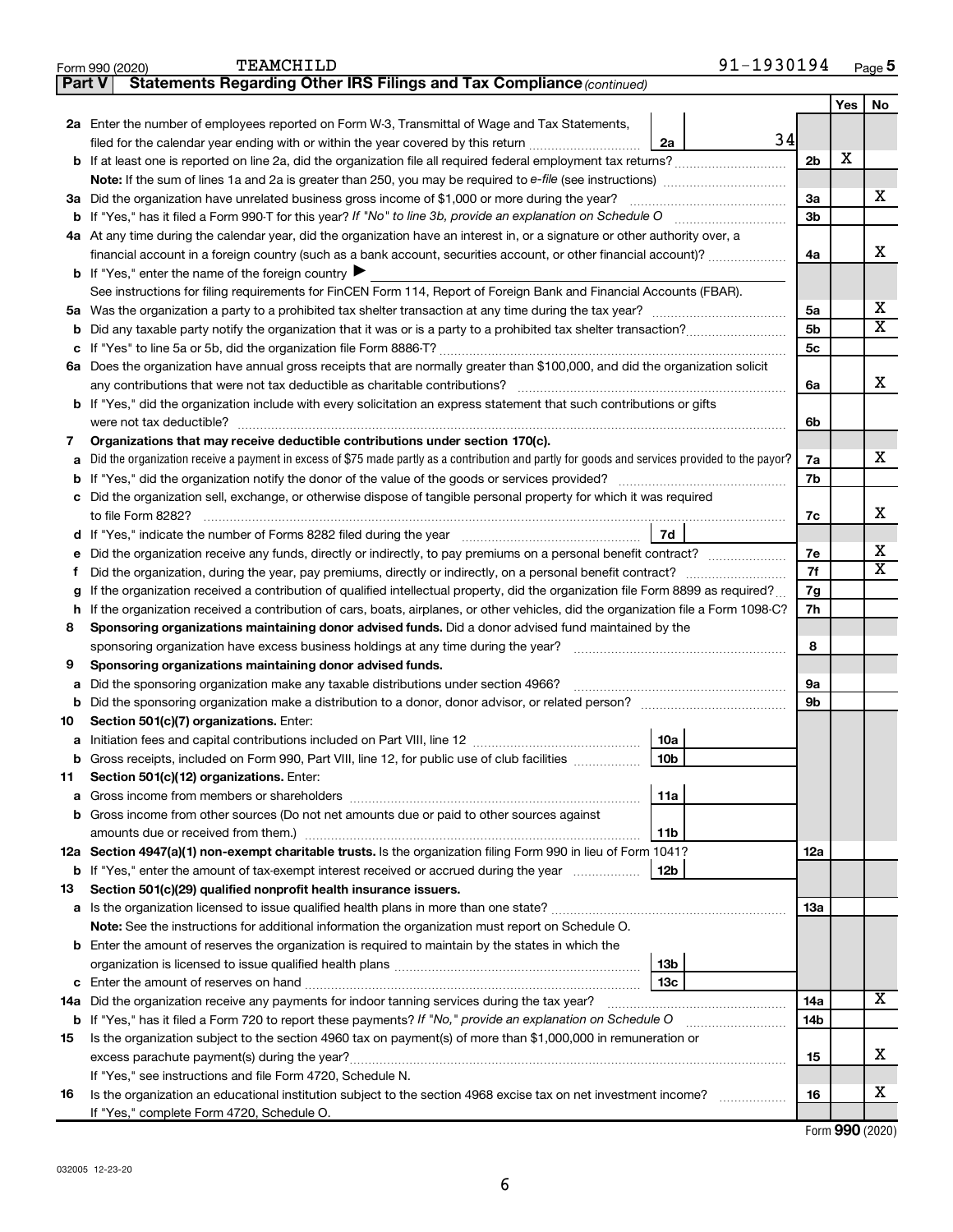Form 990 (2020) TEAMCHILD 91-1930194 Page 5

**Part V Statements Regarding Other IRS Filings and Tax Compliance** *(continued)*

| | | | | | Yes | No |
|---|---|---|---|---|---|---|
| **2a** | Enter the number of employees reported on Form W-3, Transmittal of Wage and Tax Statements, filed for the calendar year ending with or within the year covered by this return | 2a | 34 | | | |
| **b** | If at least one is reported on line 2a, did the organization file all required federal employment tax returns? | | | 2b | X | |
| | **Note:** If the sum of lines 1a and 2a is greater than 250, you may be required to *e-file* (see instructions) | | | | | |
| **3a** | Did the organization have unrelated business gross income of $1,000 or more during the year? | | | 3a | | X |
| **b** | If "Yes," has it filed a Form 990-T for this year? *If "No" to line 3b, provide an explanation on Schedule O* | | | 3b | | |
| **4a** | At any time during the calendar year, did the organization have an interest in, or a signature or other authority over, a financial account in a foreign country (such as a bank account, securities account, or other financial account)? | | | 4a | | X |
| **b** | If "Yes," enter the name of the foreign country ▶ | | | | | |
| | See instructions for filing requirements for FinCEN Form 114, Report of Foreign Bank and Financial Accounts (FBAR). | | | | | |
| **5a** | Was the organization a party to a prohibited tax shelter transaction at any time during the tax year? | | | 5a | | X |
| **b** | Did any taxable party notify the organization that it was or is a party to a prohibited tax shelter transaction? | | | 5b | | X |
| **c** | If "Yes" to line 5a or 5b, did the organization file Form 8886-T? | | | 5c | | |
| **6a** | Does the organization have annual gross receipts that are normally greater than $100,000, and did the organization solicit any contributions that were not tax deductible as charitable contributions? | | | 6a | | X |
| **b** | If "Yes," did the organization include with every solicitation an express statement that such contributions or gifts were not tax deductible? | | | 6b | | |
| **7** | **Organizations that may receive deductible contributions under section 170(c).** | | | | | |
| **a** | Did the organization receive a payment in excess of $75 made partly as a contribution and partly for goods and services provided to the payor? | | | 7a | | X |
| **b** | If "Yes," did the organization notify the donor of the value of the goods or services provided? | | | 7b | | |
| **c** | Did the organization sell, exchange, or otherwise dispose of tangible personal property for which it was required to file Form 8282? | | | 7c | | X |
| **d** | If "Yes," indicate the number of Forms 8282 filed during the year | 7d | | | | |
| **e** | Did the organization receive any funds, directly or indirectly, to pay premiums on a personal benefit contract? | | | 7e | | X |
| **f** | Did the organization, during the year, pay premiums, directly or indirectly, on a personal benefit contract? | | | 7f | | X |
| **g** | If the organization received a contribution of qualified intellectual property, did the organization file Form 8899 as required? | | | 7g | | |
| **h** | If the organization received a contribution of cars, boats, airplanes, or other vehicles, did the organization file a Form 1098-C? | | | 7h | | |
| **8** | **Sponsoring organizations maintaining donor advised funds.** Did a donor advised fund maintained by the sponsoring organization have excess business holdings at any time during the year? | | | 8 | | |
| **9** | **Sponsoring organizations maintaining donor advised funds.** | | | | | |
| **a** | Did the sponsoring organization make any taxable distributions under section 4966? | | | 9a | | |
| **b** | Did the sponsoring organization make a distribution to a donor, donor advisor, or related person? | | | 9b | | |
| **10** | **Section 501(c)(7) organizations.** Enter: | | | | | |
| **a** | Initiation fees and capital contributions included on Part VIII, line 12 | 10a | | | | |
| **b** | Gross receipts, included on Form 990, Part VIII, line 12, for public use of club facilities | 10b | | | | |
| **11** | **Section 501(c)(12) organizations.** Enter: | | | | | |
| **a** | Gross income from members or shareholders | 11a | | | | |
| **b** | Gross income from other sources (Do not net amounts due or paid to other sources against amounts due or received from them.) | 11b | | | | |
| **12a** | **Section 4947(a)(1) non-exempt charitable trusts.** Is the organization filing Form 990 in lieu of Form 1041? | | | 12a | | |
| **b** | If "Yes," enter the amount of tax-exempt interest received or accrued during the year | 12b | | | | |
| **13** | **Section 501(c)(29) qualified nonprofit health insurance issuers.** | | | | | |
| **a** | Is the organization licensed to issue qualified health plans in more than one state? | | | 13a | | |
| | **Note:** See the instructions for additional information the organization must report on Schedule O. | | | | | |
| **b** | Enter the amount of reserves the organization is required to maintain by the states in which the organization is licensed to issue qualified health plans | 13b | | | | |
| **c** | Enter the amount of reserves on hand | 13c | | | | |
| **14a** | Did the organization receive any payments for indoor tanning services during the tax year? | | | 14a | | X |
| **b** | If "Yes," has it filed a Form 720 to report these payments? *If "No," provide an explanation on Schedule O* | | | 14b | | |
| **15** | Is the organization subject to the section 4960 tax on payment(s) of more than $1,000,000 in remuneration or excess parachute payment(s) during the year? | | | 15 | | X |
| | If "Yes," see instructions and file Form 4720, Schedule N. | | | | | |
| **16** | Is the organization an educational institution subject to the section 4968 excise tax on net investment income? | | | 16 | | X |
| | If "Yes," complete Form 4720, Schedule O. | | | | | |

Form **990** (2020)

032005 12-23-20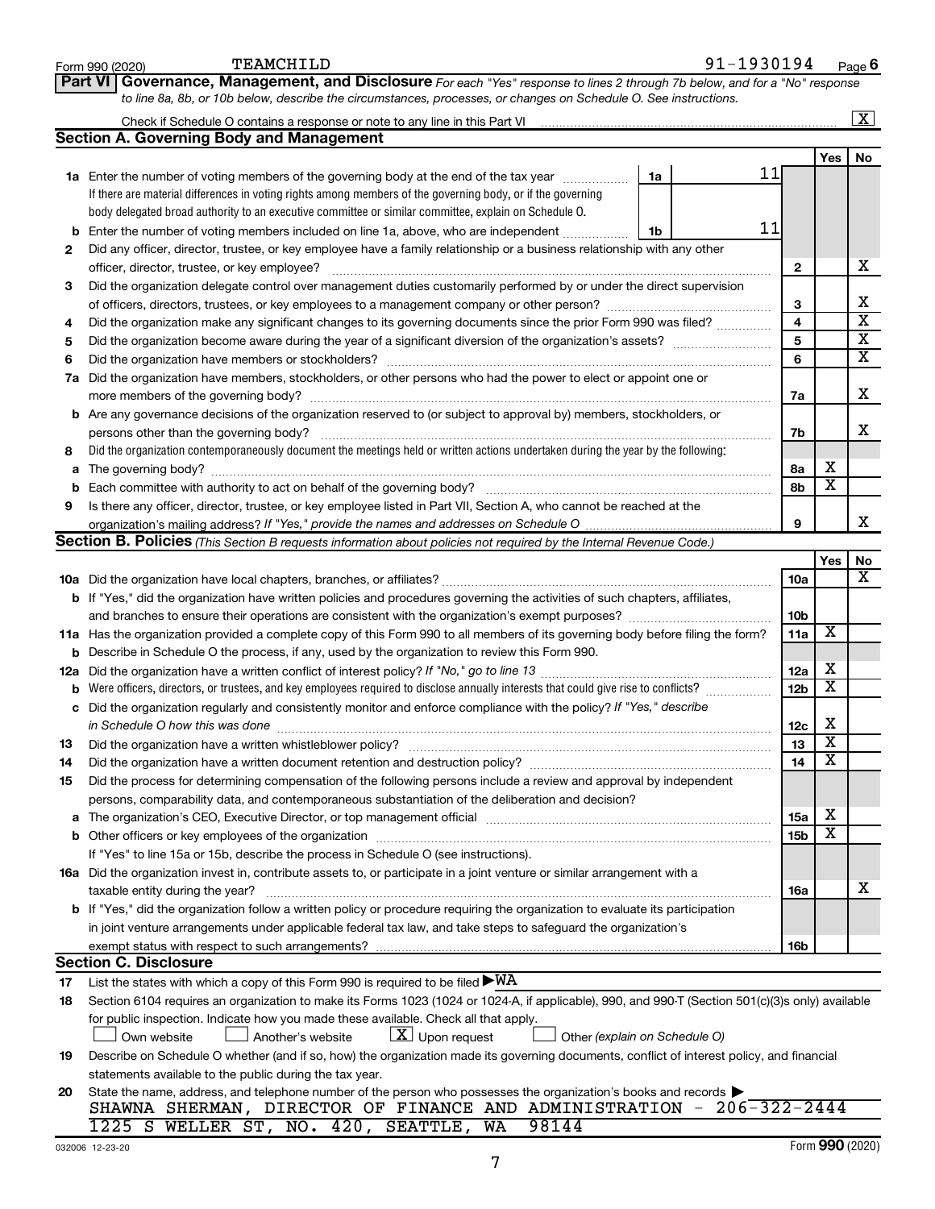Form 990 (2020) TEAMCHILD 91-1930194 Page 6

**Part VI Governance, Management, and Disclosure** *For each "Yes" response to lines 2 through 7b below, and for a "No" response to line 8a, 8b, or 10b below, describe the circumstances, processes, or changes on Schedule O. See instructions.*

Check if Schedule O contains a response or note to any line in this Part VI [X]

## Section A. Governing Body and Management

| | | | | Yes | No |
|---|---|---|---|---|---|
| **1a** | Enter the number of voting members of the governing body at the end of the tax year. If there are material differences in voting rights among members of the governing body, or if the governing body delegated broad authority to an executive committee or similar committee, explain on Schedule O. | 1a | 11 | | |
| **b** | Enter the number of voting members included on line 1a, above, who are independent | 1b | 11 | | |
| **2** | Did any officer, director, trustee, or key employee have a family relationship or a business relationship with any other officer, director, trustee, or key employee? | 2 | | | X |
| **3** | Did the organization delegate control over management duties customarily performed by or under the direct supervision of officers, directors, trustees, or key employees to a management company or other person? | 3 | | | X |
| **4** | Did the organization make any significant changes to its governing documents since the prior Form 990 was filed? | 4 | | | X |
| **5** | Did the organization become aware during the year of a significant diversion of the organization's assets? | 5 | | | X |
| **6** | Did the organization have members or stockholders? | 6 | | | X |
| **7a** | Did the organization have members, stockholders, or other persons who had the power to elect or appoint one or more members of the governing body? | 7a | | | X |
| **b** | Are any governance decisions of the organization reserved to (or subject to approval by) members, stockholders, or persons other than the governing body? | 7b | | | X |
| **8** | Did the organization contemporaneously document the meetings held or written actions undertaken during the year by the following: | | | | |
| **a** | The governing body? | 8a | | X | |
| **b** | Each committee with authority to act on behalf of the governing body? | 8b | | X | |
| **9** | Is there any officer, director, trustee, or key employee listed in Part VII, Section A, who cannot be reached at the organization's mailing address? *If "Yes," provide the names and addresses on Schedule O* | 9 | | | X |

## Section B. Policies *(This Section B requests information about policies not required by the Internal Revenue Code.)*

| | | | Yes | No |
|---|---|---|---|---|
| **10a** | Did the organization have local chapters, branches, or affiliates? | 10a | | X |
| **b** | If "Yes," did the organization have written policies and procedures governing the activities of such chapters, affiliates, and branches to ensure their operations are consistent with the organization's exempt purposes? | 10b | | |
| **11a** | Has the organization provided a complete copy of this Form 990 to all members of its governing body before filing the form? | 11a | X | |
| **b** | Describe in Schedule O the process, if any, used by the organization to review this Form 990. | | | |
| **12a** | Did the organization have a written conflict of interest policy? *If "No," go to line 13* | 12a | X | |
| **b** | Were officers, directors, or trustees, and key employees required to disclose annually interests that could give rise to conflicts? | 12b | X | |
| **c** | Did the organization regularly and consistently monitor and enforce compliance with the policy? *If "Yes," describe in Schedule O how this was done* | 12c | X | |
| **13** | Did the organization have a written whistleblower policy? | 13 | X | |
| **14** | Did the organization have a written document retention and destruction policy? | 14 | X | |
| **15** | Did the process for determining compensation of the following persons include a review and approval by independent persons, comparability data, and contemporaneous substantiation of the deliberation and decision? | | | |
| **a** | The organization's CEO, Executive Director, or top management official | 15a | X | |
| **b** | Other officers or key employees of the organization | 15b | X | |
| | If "Yes" to line 15a or 15b, describe the process in Schedule O (see instructions). | | | |
| **16a** | Did the organization invest in, contribute assets to, or participate in a joint venture or similar arrangement with a taxable entity during the year? | 16a | | X |
| **b** | If "Yes," did the organization follow a written policy or procedure requiring the organization to evaluate its participation in joint venture arrangements under applicable federal tax law, and take steps to safeguard the organization's exempt status with respect to such arrangements? | 16b | | |

## Section C. Disclosure

**17** List the states with which a copy of this Form 990 is required to be filed ▶WA

**18** Section 6104 requires an organization to make its Forms 1023 (1024 or 1024-A, if applicable), 990, and 990-T (Section 501(c)(3)s only) available for public inspection. Indicate how you made these available. Check all that apply.

[ ] Own website [ ] Another's website [X] Upon request [ ] Other *(explain on Schedule O)*

**19** Describe on Schedule O whether (and if so, how) the organization made its governing documents, conflict of interest policy, and financial statements available to the public during the tax year.

**20** State the name, address, and telephone number of the person who possesses the organization's books and records ▶

SHAWNA SHERMAN, DIRECTOR OF FINANCE AND ADMINISTRATION - 206-322-2444

1225 S WELLER ST, NO. 420, SEATTLE, WA 98144

032006 12-23-20 Form **990** (2020)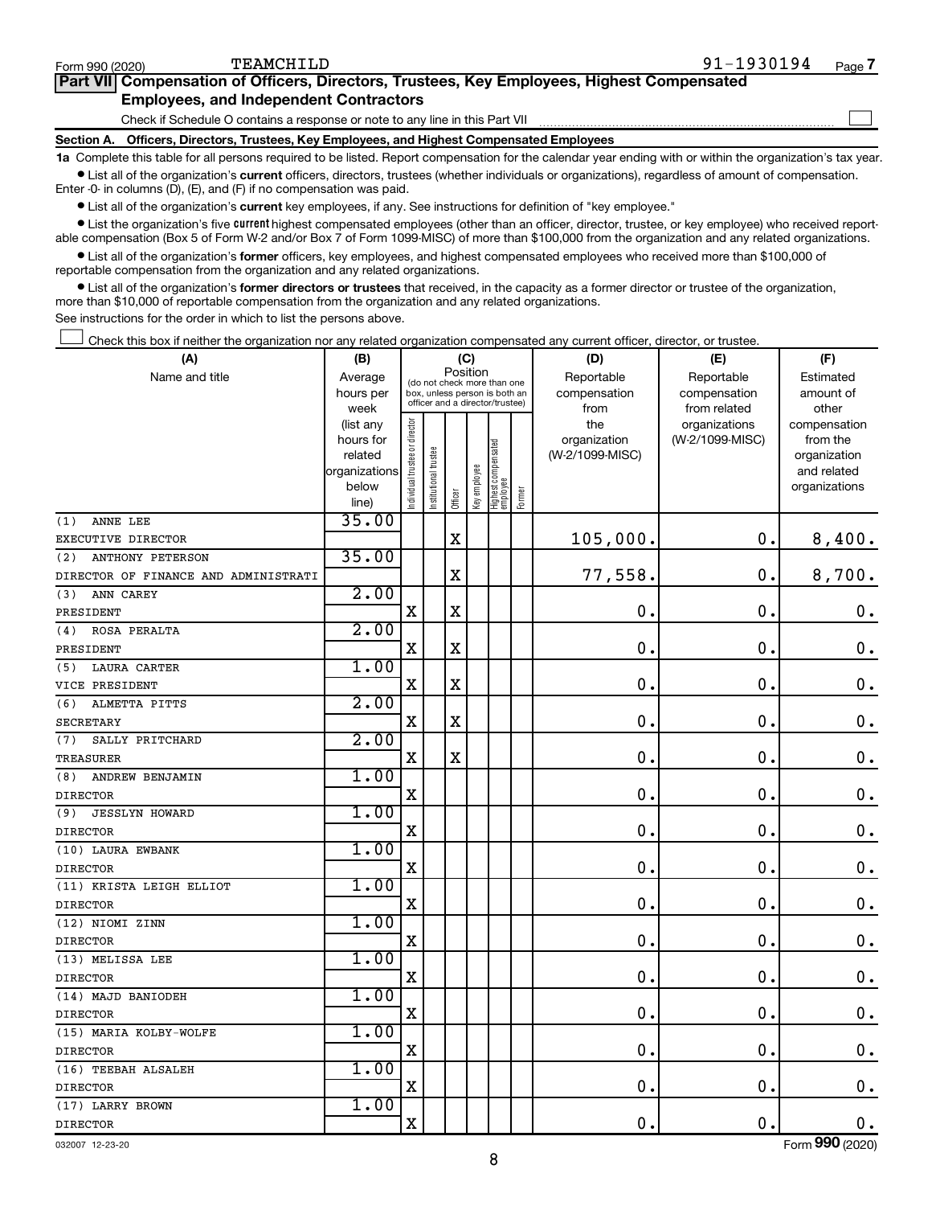Form 990 (2020) TEAMCHILD 91-1930194 Page 7

**Part VII Compensation of Officers, Directors, Trustees, Key Employees, Highest Compensated Employees, and Independent Contractors**

Check if Schedule O contains a response or note to any line in this Part VII ☐

**Section A. Officers, Directors, Trustees, Key Employees, and Highest Compensated Employees**

**1a** Complete this table for all persons required to be listed. Report compensation for the calendar year ending with or within the organization's tax year.

- List all of the organization's **current** officers, directors, trustees (whether individuals or organizations), regardless of amount of compensation. Enter -0- in columns (D), (E), and (F) if no compensation was paid.
- List all of the organization's **current** key employees, if any. See instructions for definition of "key employee."
- List the organization's five **current** highest compensated employees (other than an officer, director, trustee, or key employee) who received reportable compensation (Box 5 of Form W-2 and/or Box 7 of Form 1099-MISC) of more than $100,000 from the organization and any related organizations.
- List all of the organization's **former** officers, key employees, and highest compensated employees who received more than $100,000 of reportable compensation from the organization and any related organizations.
- List all of the organization's **former directors or trustees** that received, in the capacity as a former director or trustee of the organization, more than $10,000 of reportable compensation from the organization and any related organizations.

See instructions for the order in which to list the persons above.

☐ Check this box if neither the organization nor any related organization compensated any current officer, director, or trustee.

| (A) Name and title | (B) Average hours per week (list any hours for related organizations below line) | (C) Position: Individual trustee or director | Institutional trustee | Officer | Key employee | Highest compensated employee | Former | (D) Reportable compensation from the organization (W-2/1099-MISC) | (E) Reportable compensation from related organizations (W-2/1099-MISC) | (F) Estimated amount of other compensation from the organization and related organizations |
|---|---|---|---|---|---|---|---|---|---|---|
| (1) ANNE LEE<br>EXECUTIVE DIRECTOR | 35.00 | | | X | | | | 105,000. | 0. | 8,400. |
| (2) ANTHONY PETERSON<br>DIRECTOR OF FINANCE AND ADMINISTRATI | 35.00 | | | X | | | | 77,558. | 0. | 8,700. |
| (3) ANN CAREY<br>PRESIDENT | 2.00 | X | | X | | | | 0. | 0. | 0. |
| (4) ROSA PERALTA<br>PRESIDENT | 2.00 | X | | X | | | | 0. | 0. | 0. |
| (5) LAURA CARTER<br>VICE PRESIDENT | 1.00 | X | | X | | | | 0. | 0. | 0. |
| (6) ALMETTA PITTS<br>SECRETARY | 2.00 | X | | X | | | | 0. | 0. | 0. |
| (7) SALLY PRITCHARD<br>TREASURER | 2.00 | X | | X | | | | 0. | 0. | 0. |
| (8) ANDREW BENJAMIN<br>DIRECTOR | 1.00 | X | | | | | | 0. | 0. | 0. |
| (9) JESSLYN HOWARD<br>DIRECTOR | 1.00 | X | | | | | | 0. | 0. | 0. |
| (10) LAURA EWBANK<br>DIRECTOR | 1.00 | X | | | | | | 0. | 0. | 0. |
| (11) KRISTA LEIGH ELLIOT<br>DIRECTOR | 1.00 | X | | | | | | 0. | 0. | 0. |
| (12) NIOMI ZINN<br>DIRECTOR | 1.00 | X | | | | | | 0. | 0. | 0. |
| (13) MELISSA LEE<br>DIRECTOR | 1.00 | X | | | | | | 0. | 0. | 0. |
| (14) MAJD BANIODEH<br>DIRECTOR | 1.00 | X | | | | | | 0. | 0. | 0. |
| (15) MARIA KOLBY-WOLFE<br>DIRECTOR | 1.00 | X | | | | | | 0. | 0. | 0. |
| (16) TEEBAH ALSALEH<br>DIRECTOR | 1.00 | X | | | | | | 0. | 0. | 0. |
| (17) LARRY BROWN<br>DIRECTOR | 1.00 | X | | | | | | 0. | 0. | 0. |

032007 12-23-20 Form 990 (2020)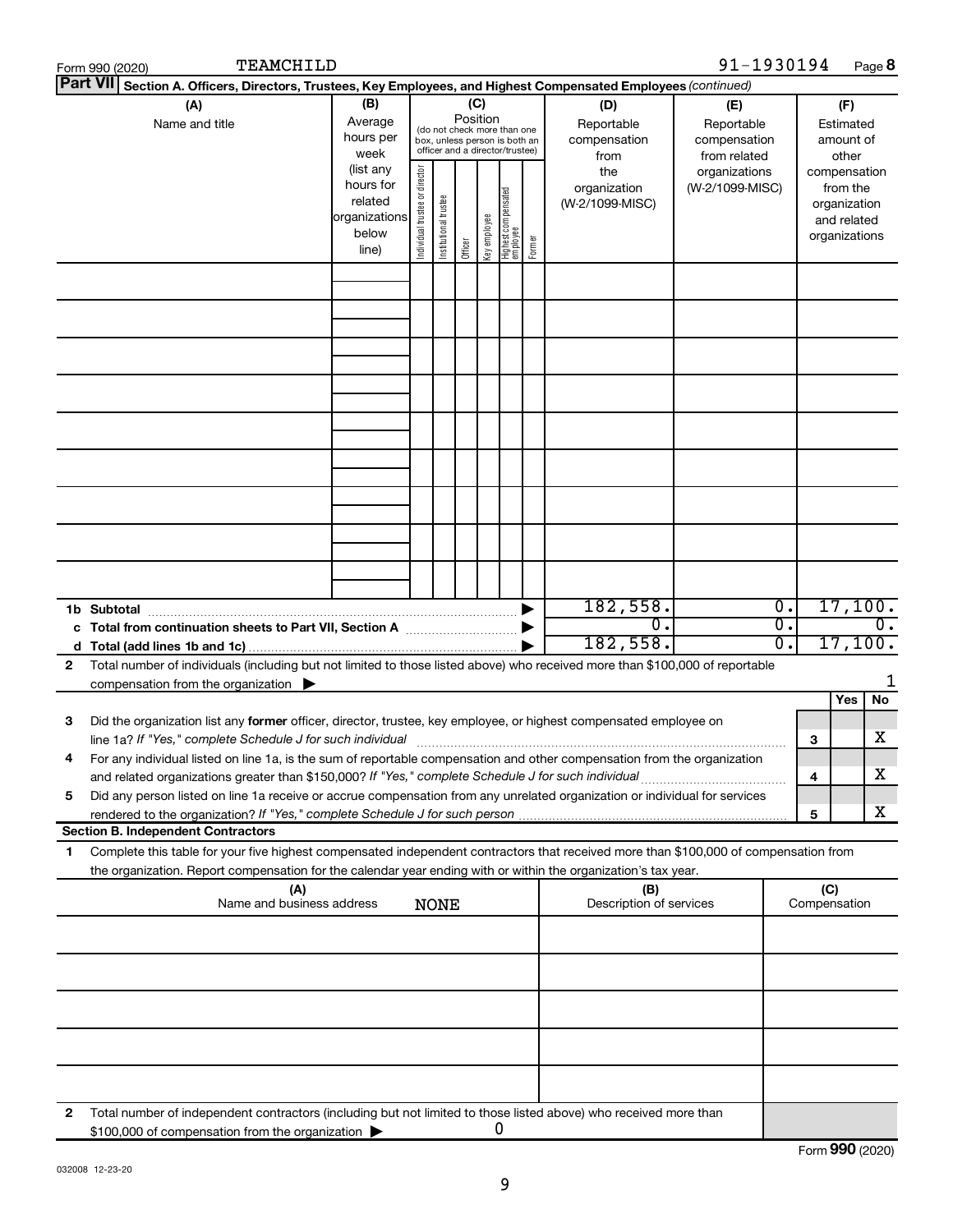Form 990 (2020) TEAMCHILD 91-1930194 Page **8**

**Part VII** **Section A. Officers, Directors, Trustees, Key Employees, and Highest Compensated Employees** *(continued)*

| (A) Name and title | (B) Average hours per week (list any hours for related organizations below line) | (C) Position (do not check more than one box, unless person is both an officer and a director/trustee): Individual trustee or director | Institutional trustee | Officer | Key employee | Highest compensated employee | Former | (D) Reportable compensation from the organization (W-2/1099-MISC) | (E) Reportable compensation from related organizations (W-2/1099-MISC) | (F) Estimated amount of other compensation from the organization and related organizations |
|---|---|---|---|---|---|---|---|---|---|---|
| | | | | | | | | | | |
| | | | | | | | | | | |
| | | | | | | | | | | |
| | | | | | | | | | | |
| | | | | | | | | | | |
| | | | | | | | | | | |
| | | | | | | | | | | |
| | | | | | | | | | | |
| | | | | | | | | | | |
| **1b Subtotal** | | | | | | | | 182,558. | 0. | 17,100. |
| **c Total from continuation sheets to Part VII, Section A** | | | | | | | | 0. | 0. | 0. |
| **d Total (add lines 1b and 1c)** | | | | | | | | 182,558. | 0. | 17,100. |

**2** Total number of individuals (including but not limited to those listed above) who received more than $100,000 of reportable compensation from the organization ▶ 1

| | | | Yes | No |
|---|---|---|---|---|
| **3** | Did the organization list any **former** officer, director, trustee, key employee, or highest compensated employee on line 1a? *If "Yes," complete Schedule J for such individual* | **3** | | X |
| **4** | For any individual listed on line 1a, is the sum of reportable compensation and other compensation from the organization and related organizations greater than $150,000? *If "Yes," complete Schedule J for such individual* | **4** | | X |
| **5** | Did any person listed on line 1a receive or accrue compensation from any unrelated organization or individual for services rendered to the organization? *If "Yes," complete Schedule J for such person* | **5** | | X |

**Section B. Independent Contractors**

**1** Complete this table for your five highest compensated independent contractors that received more than $100,000 of compensation from the organization. Report compensation for the calendar year ending with or within the organization's tax year.

| (A) Name and business address | (B) Description of services | (C) Compensation |
|---|---|---|
| NONE | | |
| | | |
| | | |
| | | |
| | | |

**2** Total number of independent contractors (including but not limited to those listed above) who received more than $100,000 of compensation from the organization ▶ 0

Form **990** (2020)

032008 12-23-20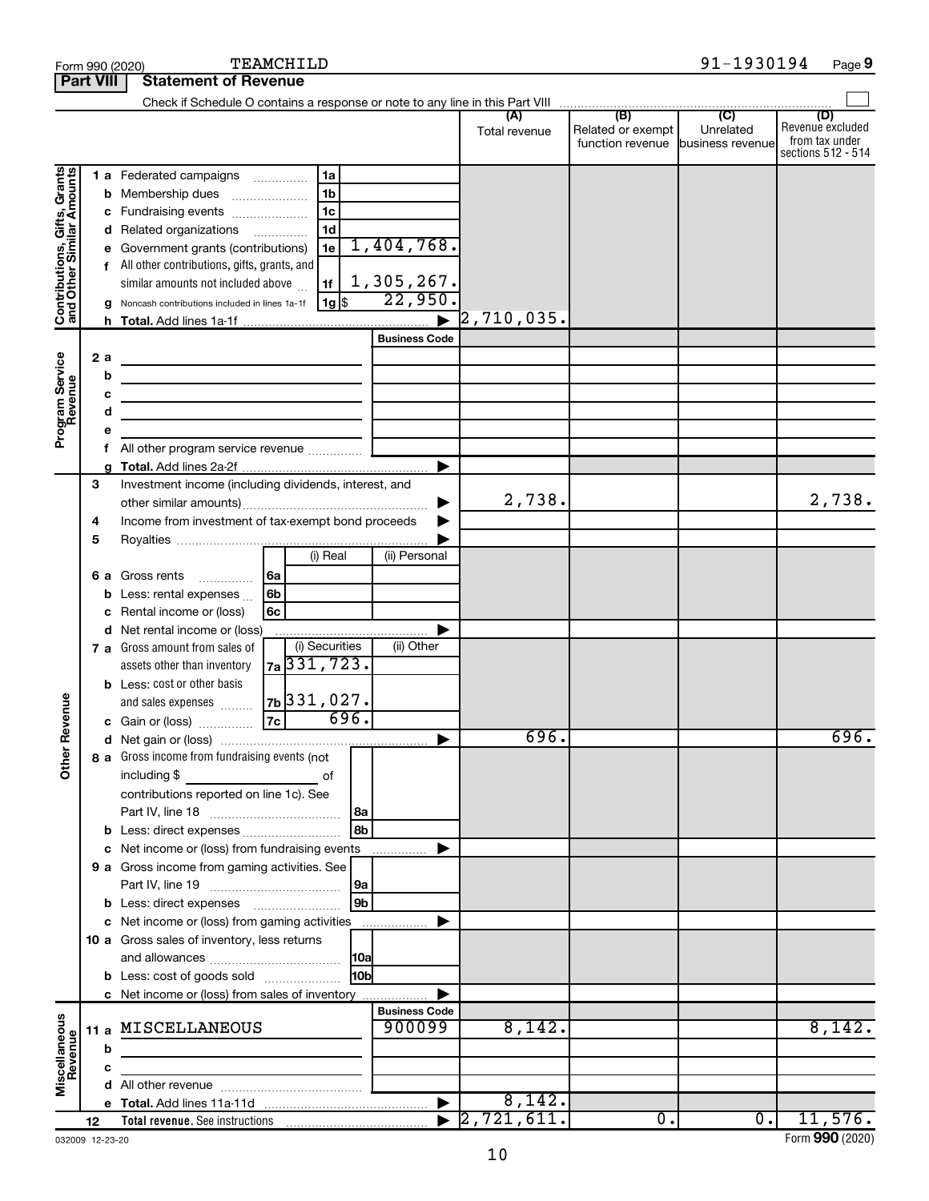Form 990 (2020) TEAMCHILD 91-1930194 Page 9

**Part VIII Statement of Revenue**

Check if Schedule O contains a response or note to any line in this Part VIII ☐

| | | | (A) Total revenue | (B) Related or exempt function revenue | (C) Unrelated business revenue | (D) Revenue excluded from tax under sections 512 - 514 |
|---|---|---|---|---|---|---|
| **Contributions, Gifts, Grants and Other Similar Amounts** | 1 a Federated campaigns | 1a | | | | |
| | b Membership dues | 1b | | | | |
| | c Fundraising events | 1c | | | | |
| | d Related organizations | 1d | | | | |
| | e Government grants (contributions) | 1e 1,404,768. | | | | |
| | f All other contributions, gifts, grants, and similar amounts not included above | 1f 1,305,267. | | | | |
| | g Noncash contributions included in lines 1a-1f | 1g $ 22,950. | | | | |
| | h Total. Add lines 1a-1f | ▶ | 2,710,035. | | | |
| **Program Service Revenue** | | Business Code | | | | |
| | 2 a | | | | | |
| | b | | | | | |
| | c | | | | | |
| | d | | | | | |
| | e | | | | | |
| | f All other program service revenue | | | | | |
| | g Total. Add lines 2a-2f | ▶ | | | | |
| **Other Revenue** | 3 Investment income (including dividends, interest, and other similar amounts) | ▶ | 2,738. | | | 2,738. |
| | 4 Income from investment of tax-exempt bond proceeds | ▶ | | | | |
| | 5 Royalties | ▶ | | | | |
| | 6 a Gross rents — 6a (i) Real / (ii) Personal | | | | | |
| | b Less: rental expenses — 6b | | | | | |
| | c Rental income or (loss) — 6c | | | | | |
| | d Net rental income or (loss) | ▶ | | | | |
| | 7 a Gross amount from sales of assets other than inventory — 7a (i) Securities 331,723. (ii) Other | | | | | |
| | b Less: cost or other basis and sales expenses — 7b (i) Securities 331,027. | | | | | |
| | c Gain or (loss) — 7c (i) Securities 696. | | | | | |
| | d Net gain or (loss) | ▶ | 696. | | | 696. |
| | 8 a Gross income from fundraising events (not including $ ____ of contributions reported on line 1c). See Part IV, line 18 | 8a | | | | |
| | b Less: direct expenses | 8b | | | | |
| | c Net income or (loss) from fundraising events | ▶ | | | | |
| | 9 a Gross income from gaming activities. See Part IV, line 19 | 9a | | | | |
| | b Less: direct expenses | 9b | | | | |
| | c Net income or (loss) from gaming activities | ▶ | | | | |
| | 10 a Gross sales of inventory, less returns and allowances | 10a | | | | |
| | b Less: cost of goods sold | 10b | | | | |
| | c Net income or (loss) from sales of inventory | ▶ | | | | |
| **Miscellaneous Revenue** | | Business Code | | | | |
| | 11 a MISCELLANEOUS | 900099 | 8,142. | | | 8,142. |
| | b | | | | | |
| | c | | | | | |
| | d All other revenue | | | | | |
| | e Total. Add lines 11a-11d | ▶ | 8,142. | | | |
| | 12 Total revenue. See instructions | ▶ | 2,721,611. | 0. | 0. | 11,576. |

032009 12-23-20 Form **990** (2020)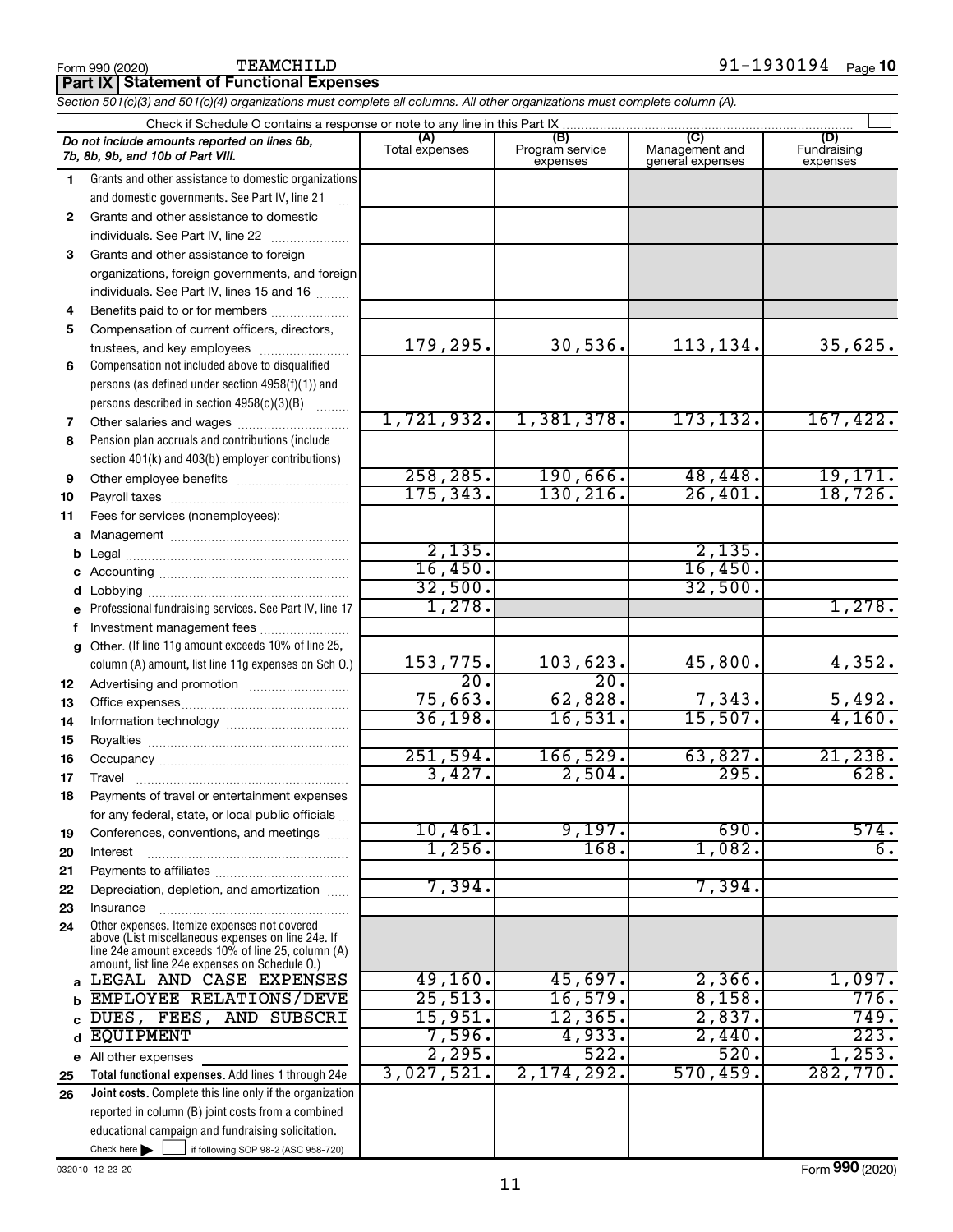Form 990 (2020) TEAMCHILD 91-1930194 Page 10

**Part IX | Statement of Functional Expenses**

*Section 501(c)(3) and 501(c)(4) organizations must complete all columns. All other organizations must complete column (A).*

Check if Schedule O contains a response or note to any line in this Part IX

| | *Do not include amounts reported on lines 6b, 7b, 8b, 9b, and 10b of Part VIII.* | (A) Total expenses | (B) Program service expenses | (C) Management and general expenses | (D) Fundraising expenses |
|---|---|---|---|---|---|
| 1 | Grants and other assistance to domestic organizations and domestic governments. See Part IV, line 21 | | | | |
| 2 | Grants and other assistance to domestic individuals. See Part IV, line 22 | | | | |
| 3 | Grants and other assistance to foreign organizations, foreign governments, and foreign individuals. See Part IV, lines 15 and 16 | | | | |
| 4 | Benefits paid to or for members | | | | |
| 5 | Compensation of current officers, directors, trustees, and key employees | 179,295. | 30,536. | 113,134. | 35,625. |
| 6 | Compensation not included above to disqualified persons (as defined under section 4958(f)(1)) and persons described in section 4958(c)(3)(B) | | | | |
| 7 | Other salaries and wages | 1,721,932. | 1,381,378. | 173,132. | 167,422. |
| 8 | Pension plan accruals and contributions (include section 401(k) and 403(b) employer contributions) | | | | |
| 9 | Other employee benefits | 258,285. | 190,666. | 48,448. | 19,171. |
| 10 | Payroll taxes | 175,343. | 130,216. | 26,401. | 18,726. |
| 11 | Fees for services (nonemployees): | | | | |
| a | Management | | | | |
| b | Legal | 2,135. | | 2,135. | |
| c | Accounting | 16,450. | | 16,450. | |
| d | Lobbying | 32,500. | | 32,500. | |
| e | Professional fundraising services. See Part IV, line 17 | 1,278. | | | 1,278. |
| f | Investment management fees | | | | |
| g | Other. (If line 11g amount exceeds 10% of line 25, column (A) amount, list line 11g expenses on Sch O.) | 153,775. | 103,623. | 45,800. | 4,352. |
| 12 | Advertising and promotion | 20. | 20. | | |
| 13 | Office expenses | 75,663. | 62,828. | 7,343. | 5,492. |
| 14 | Information technology | 36,198. | 16,531. | 15,507. | 4,160. |
| 15 | Royalties | | | | |
| 16 | Occupancy | 251,594. | 166,529. | 63,827. | 21,238. |
| 17 | Travel | 3,427. | 2,504. | 295. | 628. |
| 18 | Payments of travel or entertainment expenses for any federal, state, or local public officials | | | | |
| 19 | Conferences, conventions, and meetings | 10,461. | 9,197. | 690. | 574. |
| 20 | Interest | 1,256. | 168. | 1,082. | 6. |
| 21 | Payments to affiliates | | | | |
| 22 | Depreciation, depletion, and amortization | 7,394. | | 7,394. | |
| 23 | Insurance | | | | |
| 24 | Other expenses. Itemize expenses not covered above (List miscellaneous expenses on line 24e. If line 24e amount exceeds 10% of line 25, column (A) amount, list line 24e expenses on Schedule O.) | | | | |
| a | LEGAL AND CASE EXPENSES | 49,160. | 45,697. | 2,366. | 1,097. |
| b | EMPLOYEE RELATIONS/DEVE | 25,513. | 16,579. | 8,158. | 776. |
| c | DUES, FEES, AND SUBSCRI | 15,951. | 12,365. | 2,837. | 749. |
| d | EQUIPMENT | 7,596. | 4,933. | 2,440. | 223. |
| e | All other expenses | 2,295. | 522. | 520. | 1,253. |
| 25 | **Total functional expenses.** Add lines 1 through 24e | 3,027,521. | 2,174,292. | 570,459. | 282,770. |
| 26 | **Joint costs.** Complete this line only if the organization reported in column (B) joint costs from a combined educational campaign and fundraising solicitation. Check here ☐ if following SOP 98-2 (ASC 958-720) | | | | |

032010 12-23-20 Form 990 (2020)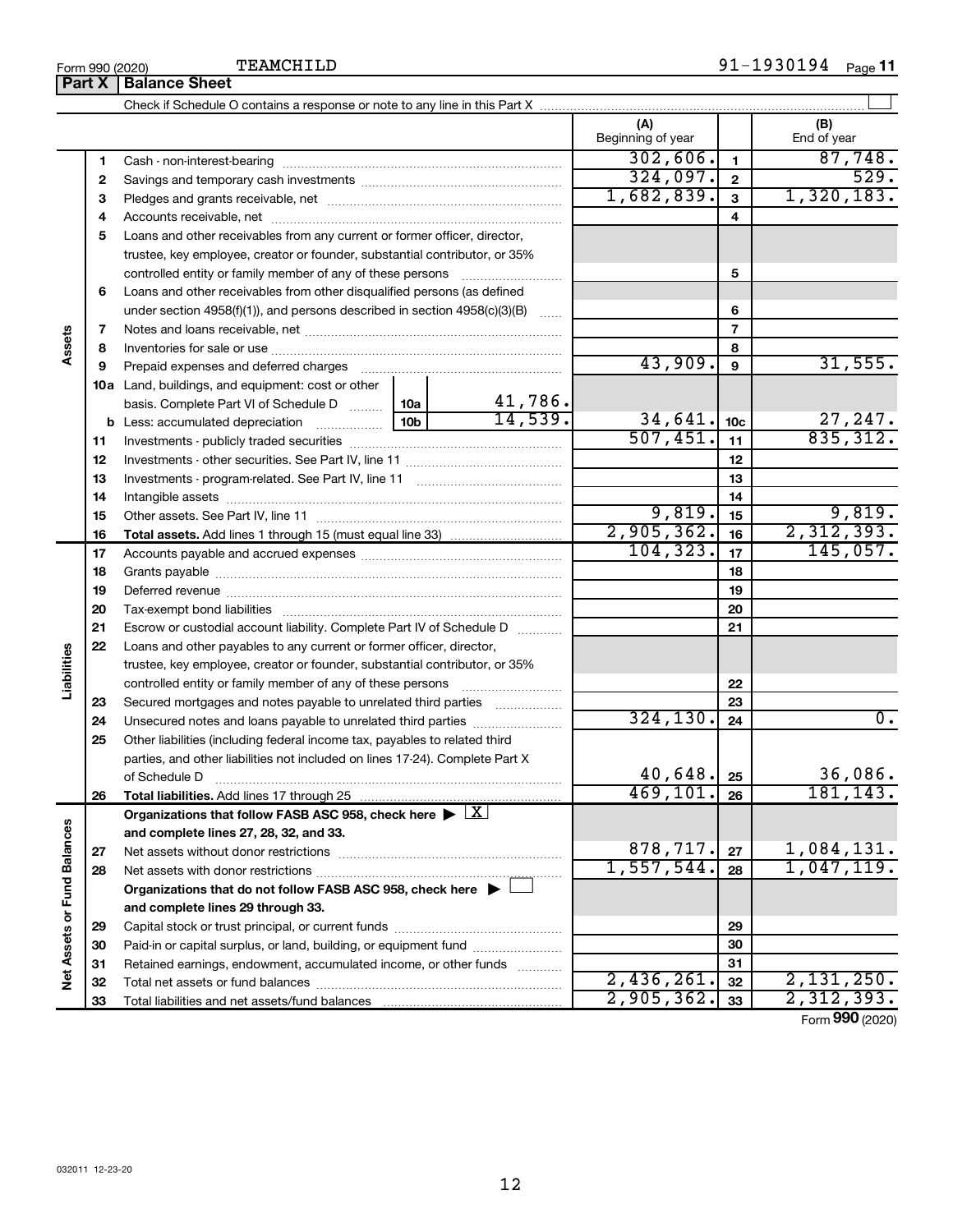Form 990 (2020) TEAMCHILD 91-1930194

## Part X Balance Sheet

Check if Schedule O contains a response or note to any line in this Part X

| | | | | (A) Beginning of year | | (B) End of year |
|---|---|---|---|---|---|---|
| Assets | 1 | Cash - non-interest-bearing | | 302,606. | 1 | 87,748. |
| | 2 | Savings and temporary cash investments | | 324,097. | 2 | 529. |
| | 3 | Pledges and grants receivable, net | | 1,682,839. | 3 | 1,320,183. |
| | 4 | Accounts receivable, net | | | 4 | |
| | 5 | Loans and other receivables from any current or former officer, director, trustee, key employee, creator or founder, substantial contributor, or 35% controlled entity or family member of any of these persons | | | 5 | |
| | 6 | Loans and other receivables from other disqualified persons (as defined under section 4958(f)(1)), and persons described in section 4958(c)(3)(B) | | | 6 | |
| | 7 | Notes and loans receivable, net | | | 7 | |
| | 8 | Inventories for sale or use | | | 8 | |
| | 9 | Prepaid expenses and deferred charges | | 43,909. | 9 | 31,555. |
| | 10a | Land, buildings, and equipment: cost or other basis. Complete Part VI of Schedule D | 10a 41,786. | | | |
| | b | Less: accumulated depreciation | 10b 14,539. | 34,641. | 10c | 27,247. |
| | 11 | Investments - publicly traded securities | | 507,451. | 11 | 835,312. |
| | 12 | Investments - other securities. See Part IV, line 11 | | | 12 | |
| | 13 | Investments - program-related. See Part IV, line 11 | | | 13 | |
| | 14 | Intangible assets | | | 14 | |
| | 15 | Other assets. See Part IV, line 11 | | 9,819. | 15 | 9,819. |
| | 16 | **Total assets.** Add lines 1 through 15 (must equal line 33) | | 2,905,362. | 16 | 2,312,393. |
| Liabilities | 17 | Accounts payable and accrued expenses | | 104,323. | 17 | 145,057. |
| | 18 | Grants payable | | | 18 | |
| | 19 | Deferred revenue | | | 19 | |
| | 20 | Tax-exempt bond liabilities | | | 20 | |
| | 21 | Escrow or custodial account liability. Complete Part IV of Schedule D | | | 21 | |
| | 22 | Loans and other payables to any current or former officer, director, trustee, key employee, creator or founder, substantial contributor, or 35% controlled entity or family member of any of these persons | | | 22 | |
| | 23 | Secured mortgages and notes payable to unrelated third parties | | | 23 | |
| | 24 | Unsecured notes and loans payable to unrelated third parties | | 324,130. | 24 | 0. |
| | 25 | Other liabilities (including federal income tax, payables to related third parties, and other liabilities not included on lines 17-24). Complete Part X of Schedule D | | 40,648. | 25 | 36,086. |
| | 26 | **Total liabilities.** Add lines 17 through 25 | | 469,101. | 26 | 181,143. |
| Net Assets or Fund Balances | | **Organizations that follow FASB ASC 958, check here** ▶ [X] **and complete lines 27, 28, 32, and 33.** | | | | |
| | 27 | Net assets without donor restrictions | | 878,717. | 27 | 1,084,131. |
| | 28 | Net assets with donor restrictions | | 1,557,544. | 28 | 1,047,119. |
| | | **Organizations that do not follow FASB ASC 958, check here** ▶ [ ] **and complete lines 29 through 33.** | | | | |
| | 29 | Capital stock or trust principal, or current funds | | | 29 | |
| | 30 | Paid-in or capital surplus, or land, building, or equipment fund | | | 30 | |
| | 31 | Retained earnings, endowment, accumulated income, or other funds | | | 31 | |
| | 32 | Total net assets or fund balances | | 2,436,261. | 32 | 2,131,250. |
| | 33 | Total liabilities and net assets/fund balances | | 2,905,362. | 33 | 2,312,393. |

Form **990** (2020)

032011 12-23-20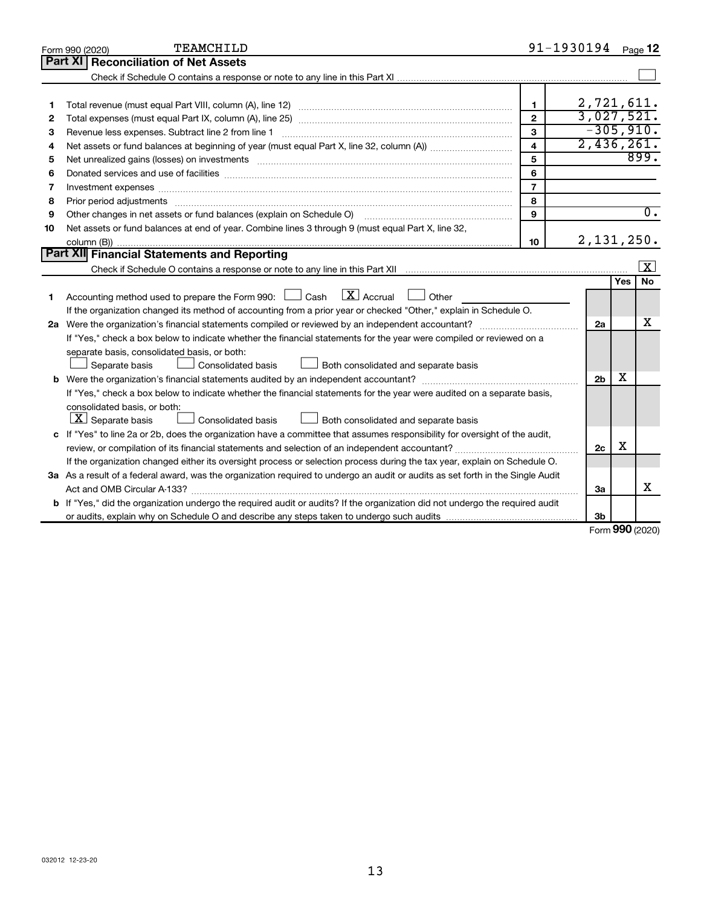Form 990 (2020) TEAMCHILD 91-1930194 Page 12

## Part XI Reconciliation of Net Assets

Check if Schedule O contains a response or note to any line in this Part XI ☐

| | | | |
|---|---|---|---|
| 1 | Total revenue (must equal Part VIII, column (A), line 12) | 1 | 2,721,611. |
| 2 | Total expenses (must equal Part IX, column (A), line 25) | 2 | 3,027,521. |
| 3 | Revenue less expenses. Subtract line 2 from line 1 | 3 | -305,910. |
| 4 | Net assets or fund balances at beginning of year (must equal Part X, line 32, column (A)) | 4 | 2,436,261. |
| 5 | Net unrealized gains (losses) on investments | 5 | 899. |
| 6 | Donated services and use of facilities | 6 | |
| 7 | Investment expenses | 7 | |
| 8 | Prior period adjustments | 8 | |
| 9 | Other changes in net assets or fund balances (explain on Schedule O) | 9 | 0. |
| 10 | Net assets or fund balances at end of year. Combine lines 3 through 9 (must equal Part X, line 32, column (B)) | 10 | 2,131,250. |

## Part XII Financial Statements and Reporting

Check if Schedule O contains a response or note to any line in this Part XII ☒

| | | | Yes | No |
|---|---|---|---|---|
| 1 | Accounting method used to prepare the Form 990: ☐ Cash ☒ Accrual ☐ Other<br>If the organization changed its method of accounting from a prior year or checked "Other," explain in Schedule O. | | | |
| 2a | Were the organization's financial statements compiled or reviewed by an independent accountant?<br>If "Yes," check a box below to indicate whether the financial statements for the year were compiled or reviewed on a separate basis, consolidated basis, or both:<br>☐ Separate basis ☐ Consolidated basis ☐ Both consolidated and separate basis | 2a | | X |
| b | Were the organization's financial statements audited by an independent accountant?<br>If "Yes," check a box below to indicate whether the financial statements for the year were audited on a separate basis, consolidated basis, or both:<br>☒ Separate basis ☐ Consolidated basis ☐ Both consolidated and separate basis | 2b | X | |
| c | If "Yes" to line 2a or 2b, does the organization have a committee that assumes responsibility for oversight of the audit, review, or compilation of its financial statements and selection of an independent accountant?<br>If the organization changed either its oversight process or selection process during the tax year, explain on Schedule O. | 2c | X | |
| 3a | As a result of a federal award, was the organization required to undergo an audit or audits as set forth in the Single Audit Act and OMB Circular A-133? | 3a | | X |
| b | If "Yes," did the organization undergo the required audit or audits? If the organization did not undergo the required audit or audits, explain why on Schedule O and describe any steps taken to undergo such audits | 3b | | |

Form **990** (2020)

032012 12-23-20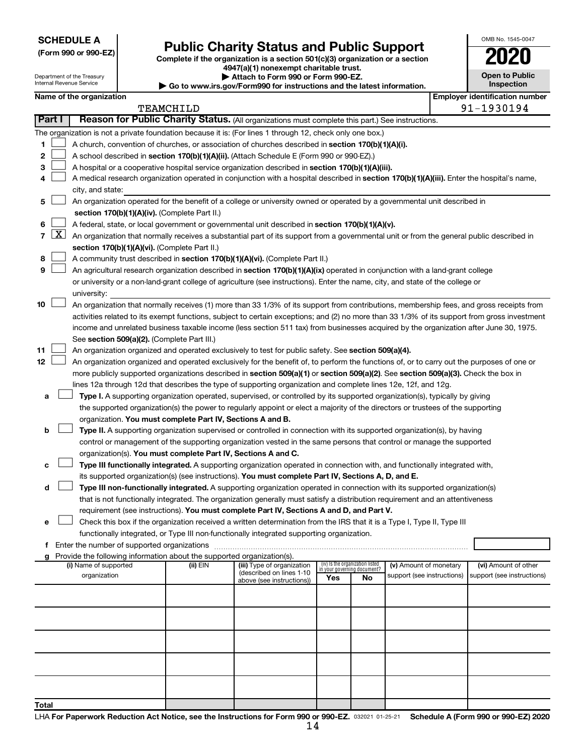**SCHEDULE A**
**(Form 990 or 990-EZ)**

Department of the Treasury
Internal Revenue Service

# Public Charity Status and Public Support

**Complete if the organization is a section 501(c)(3) organization or a section 4947(a)(1) nonexempt charitable trust.**
**▶ Attach to Form 990 or Form 990-EZ.**
**▶ Go to www.irs.gov/Form990 for instructions and the latest information.**

OMB No. 1545-0047
**2020**
**Open to Public Inspection**

**Name of the organization:** TEAMCHILD
**Employer identification number:** 91-1930194

## Part I Reason for Public Charity Status. (All organizations must complete this part.) See instructions.

The organization is not a private foundation because it is: (For lines 1 through 12, check only one box.)

1. ☐ A church, convention of churches, or association of churches described in **section 170(b)(1)(A)(i).**
2. ☐ A school described in **section 170(b)(1)(A)(ii).** (Attach Schedule E (Form 990 or 990-EZ).)
3. ☐ A hospital or a cooperative hospital service organization described in **section 170(b)(1)(A)(iii).**
4. ☐ A medical research organization operated in conjunction with a hospital described in **section 170(b)(1)(A)(iii).** Enter the hospital's name, city, and state:
5. ☐ An organization operated for the benefit of a college or university owned or operated by a governmental unit described in **section 170(b)(1)(A)(iv).** (Complete Part II.)
6. ☐ A federal, state, or local government or governmental unit described in **section 170(b)(1)(A)(v).**
7. ☒ An organization that normally receives a substantial part of its support from a governmental unit or from the general public described in **section 170(b)(1)(A)(vi).** (Complete Part II.)
8. ☐ A community trust described in **section 170(b)(1)(A)(vi).** (Complete Part II.)
9. ☐ An agricultural research organization described in **section 170(b)(1)(A)(ix)** operated in conjunction with a land-grant college or university or a non-land-grant college of agriculture (see instructions). Enter the name, city, and state of the college or university:
10. ☐ An organization that normally receives (1) more than 33 1/3% of its support from contributions, membership fees, and gross receipts from activities related to its exempt functions, subject to certain exceptions; and (2) no more than 33 1/3% of its support from gross investment income and unrelated business taxable income (less section 511 tax) from businesses acquired by the organization after June 30, 1975. See **section 509(a)(2).** (Complete Part III.)
11. ☐ An organization organized and operated exclusively to test for public safety. See **section 509(a)(4).**
12. ☐ An organization organized and operated exclusively for the benefit of, to perform the functions of, or to carry out the purposes of one or more publicly supported organizations described in **section 509(a)(1)** or **section 509(a)(2).** See **section 509(a)(3).** Check the box in lines 12a through 12d that describes the type of supporting organization and complete lines 12e, 12f, and 12g.
   - **a** ☐ **Type I.** A supporting organization operated, supervised, or controlled by its supported organization(s), typically by giving the supported organization(s) the power to regularly appoint or elect a majority of the directors or trustees of the supporting organization. **You must complete Part IV, Sections A and B.**
   - **b** ☐ **Type II.** A supporting organization supervised or controlled in connection with its supported organization(s), by having control or management of the supporting organization vested in the same persons that control or manage the supported organization(s). **You must complete Part IV, Sections A and C.**
   - **c** ☐ **Type III functionally integrated.** A supporting organization operated in connection with, and functionally integrated with, its supported organization(s) (see instructions). **You must complete Part IV, Sections A, D, and E.**
   - **d** ☐ **Type III non-functionally integrated.** A supporting organization operated in connection with its supported organization(s) that is not functionally integrated. The organization generally must satisfy a distribution requirement and an attentiveness requirement (see instructions). **You must complete Part IV, Sections A and D, and Part V.**
   - **e** ☐ Check this box if the organization received a written determination from the IRS that it is a Type I, Type II, Type III functionally integrated, or Type III non-functionally integrated supporting organization.
   - **f** Enter the number of supported organizations
   - **g** Provide the following information about the supported organization(s).

| (i) Name of supported organization | (ii) EIN | (iii) Type of organization (described on lines 1-10 above (see instructions)) | (iv) Is the organization listed in your governing document? Yes | No | (v) Amount of monetary support (see instructions) | (vi) Amount of other support (see instructions) |
|---|---|---|---|---|---|---|
| | | | | | | |
| | | | | | | |
| | | | | | | |
| | | | | | | |
| | | | | | | |
| **Total** | | | | | | |

LHA **For Paperwork Reduction Act Notice, see the Instructions for Form 990 or 990-EZ.** 032021 01-25-21 **Schedule A (Form 990 or 990-EZ) 2020**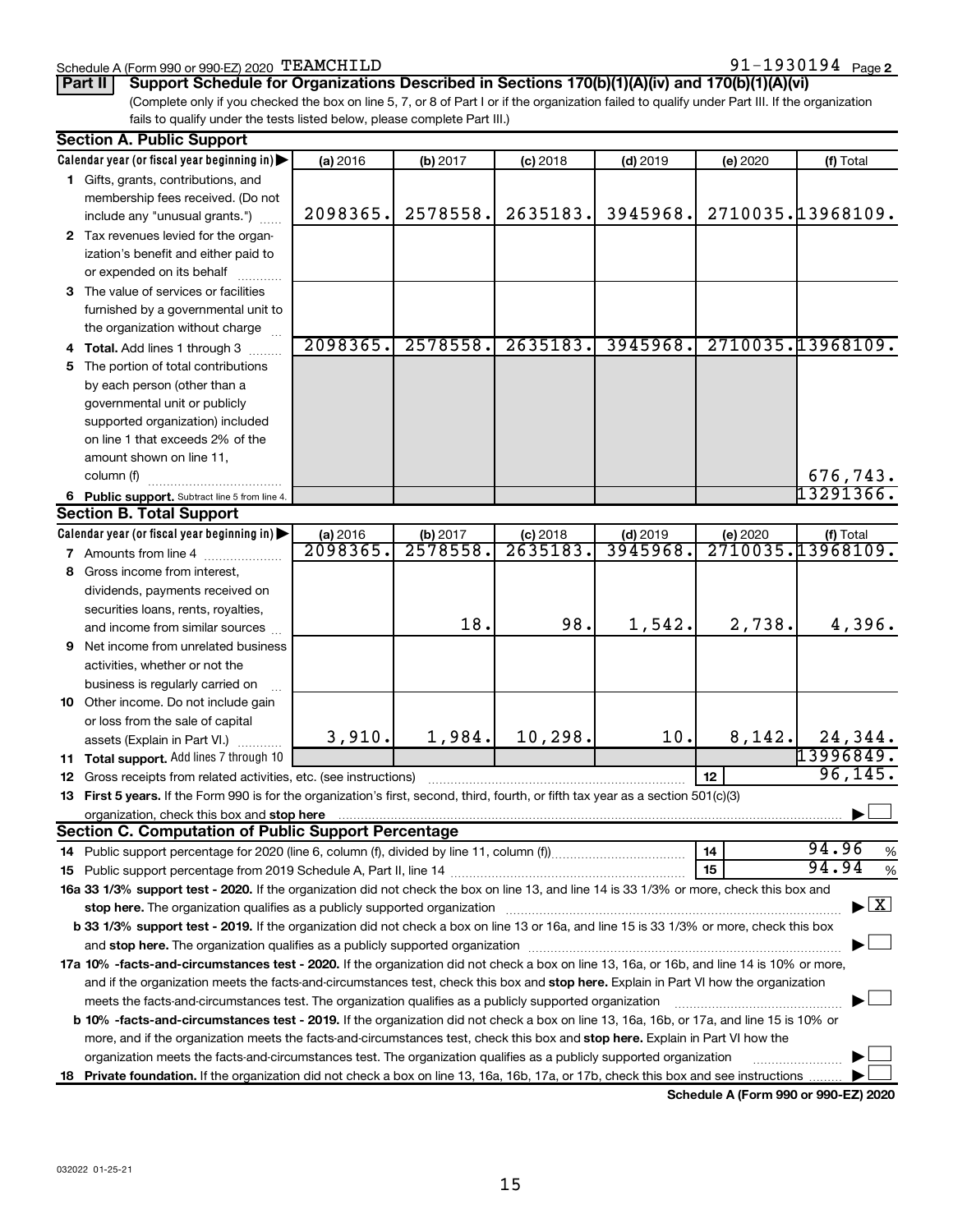Schedule A (Form 990 or 990-EZ) 2020 TEAMCHILD 91-1930194 Page 2

**Part II Support Schedule for Organizations Described in Sections 170(b)(1)(A)(iv) and 170(b)(1)(A)(vi)**

(Complete only if you checked the box on line 5, 7, or 8 of Part I or if the organization failed to qualify under Part III. If the organization fails to qualify under the tests listed below, please complete Part III.)

**Section A. Public Support**

| Calendar year (or fiscal year beginning in) | (a) 2016 | (b) 2017 | (c) 2018 | (d) 2019 | (e) 2020 | (f) Total |
|---|---|---|---|---|---|---|
| 1 Gifts, grants, contributions, and membership fees received. (Do not include any "unusual grants.") | 2098365. | 2578558. | 2635183. | 3945968. | 2710035. | 13968109. |
| 2 Tax revenues levied for the organization's benefit and either paid to or expended on its behalf | | | | | | |
| 3 The value of services or facilities furnished by a governmental unit to the organization without charge | | | | | | |
| 4 Total. Add lines 1 through 3 | 2098365. | 2578558. | 2635183. | 3945968. | 2710035. | 13968109. |
| 5 The portion of total contributions by each person (other than a governmental unit or publicly supported organization) included on line 1 that exceeds 2% of the amount shown on line 11, column (f) | | | | | | 676,743. |
| 6 Public support. Subtract line 5 from line 4. | | | | | | 13291366. |

**Section B. Total Support**

| Calendar year (or fiscal year beginning in) | (a) 2016 | (b) 2017 | (c) 2018 | (d) 2019 | (e) 2020 | (f) Total |
|---|---|---|---|---|---|---|
| 7 Amounts from line 4 | 2098365. | 2578558. | 2635183. | 3945968. | 2710035. | 13968109. |
| 8 Gross income from interest, dividends, payments received on securities loans, rents, royalties, and income from similar sources | | 18. | 98. | 1,542. | 2,738. | 4,396. |
| 9 Net income from unrelated business activities, whether or not the business is regularly carried on | | | | | | |
| 10 Other income. Do not include gain or loss from the sale of capital assets (Explain in Part VI.) | 3,910. | 1,984. | 10,298. | 10. | 8,142. | 24,344. |
| 11 Total support. Add lines 7 through 10 | | | | | | 13996849. |

12 Gross receipts from related activities, etc. (see instructions) | 12 | 96,145.

13 **First 5 years.** If the Form 990 is for the organization's first, second, third, fourth, or fifth tax year as a section 501(c)(3) organization, check this box and **stop here** ☐

**Section C. Computation of Public Support Percentage**

14 Public support percentage for 2020 (line 6, column (f), divided by line 11, column (f)) | 14 | 94.96 %

15 Public support percentage from 2019 Schedule A, Part II, line 14 | 15 | 94.94 %

**16a 33 1/3% support test - 2020.** If the organization did not check the box on line 13, and line 14 is 33 1/3% or more, check this box and **stop here.** The organization qualifies as a publicly supported organization ☒

**b 33 1/3% support test - 2019.** If the organization did not check a box on line 13 or 16a, and line 15 is 33 1/3% or more, check this box and **stop here.** The organization qualifies as a publicly supported organization ☐

**17a 10% -facts-and-circumstances test - 2020.** If the organization did not check a box on line 13, 16a, or 16b, and line 14 is 10% or more, and if the organization meets the facts-and-circumstances test, check this box and **stop here.** Explain in Part VI how the organization meets the facts-and-circumstances test. The organization qualifies as a publicly supported organization ☐

**b 10% -facts-and-circumstances test - 2019.** If the organization did not check a box on line 13, 16a, 16b, or 17a, and line 15 is 10% or more, and if the organization meets the facts-and-circumstances test, check this box and **stop here.** Explain in Part VI how the organization meets the facts-and-circumstances test. The organization qualifies as a publicly supported organization ☐

**18 Private foundation.** If the organization did not check a box on line 13, 16a, 16b, 17a, or 17b, check this box and see instructions ☐

**Schedule A (Form 990 or 990-EZ) 2020**

032022 01-25-21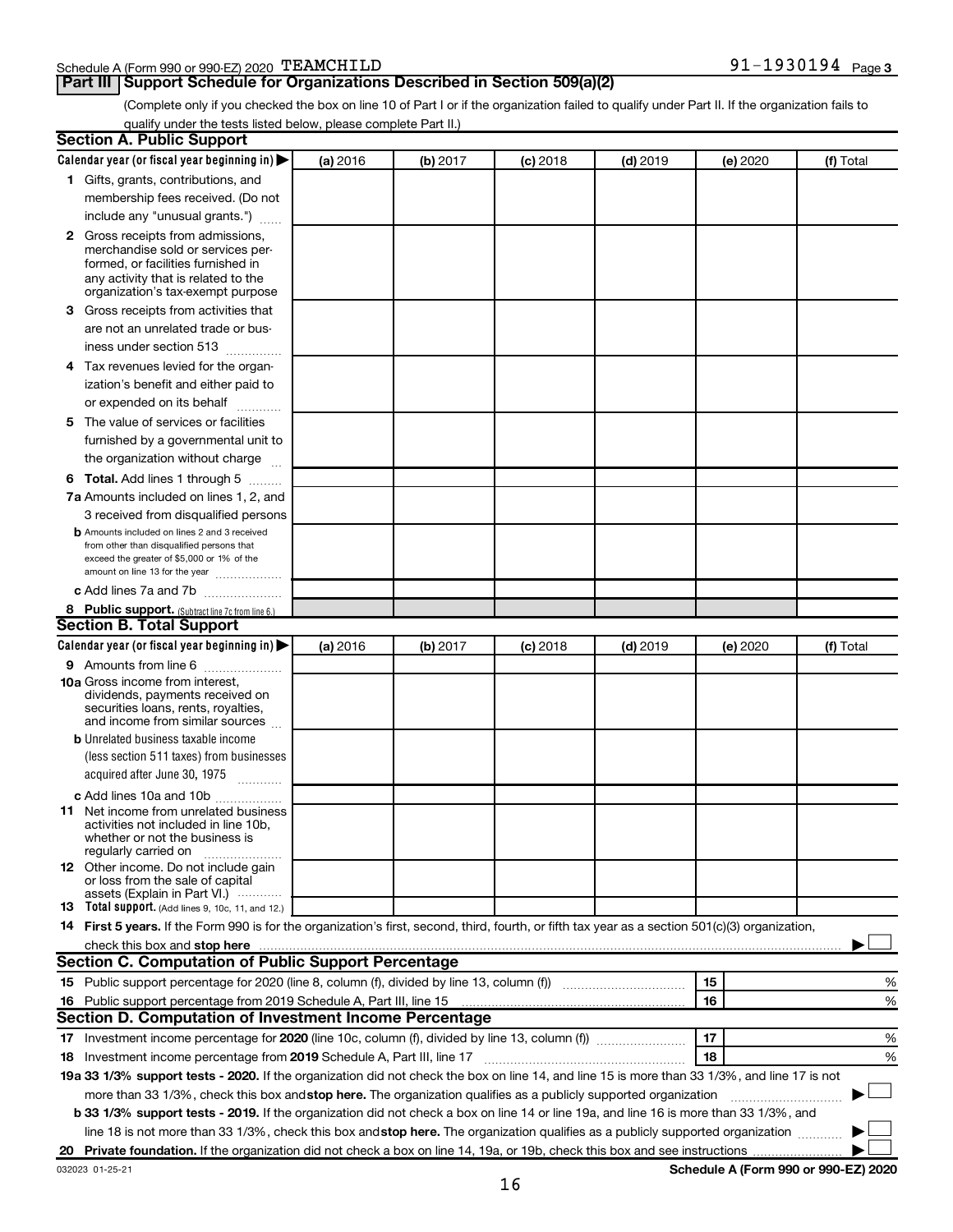Schedule A (Form 990 or 990-EZ) 2020 TEAMCHILD 91-1930194 Page 3

## Part III Support Schedule for Organizations Described in Section 509(a)(2)

(Complete only if you checked the box on line 10 of Part I or if the organization failed to qualify under Part II. If the organization fails to qualify under the tests listed below, please complete Part II.)

### Section A. Public Support

| Calendar year (or fiscal year beginning in) ▶ | (a) 2016 | (b) 2017 | (c) 2018 | (d) 2019 | (e) 2020 | (f) Total |
|---|---|---|---|---|---|---|
| **1** Gifts, grants, contributions, and membership fees received. (Do not include any "unusual grants.") | | | | | | |
| **2** Gross receipts from admissions, merchandise sold or services performed, or facilities furnished in any activity that is related to the organization's tax-exempt purpose | | | | | | |
| **3** Gross receipts from activities that are not an unrelated trade or business under section 513 | | | | | | |
| **4** Tax revenues levied for the organization's benefit and either paid to or expended on its behalf | | | | | | |
| **5** The value of services or facilities furnished by a governmental unit to the organization without charge | | | | | | |
| **6 Total.** Add lines 1 through 5 | | | | | | |
| **7a** Amounts included on lines 1, 2, and 3 received from disqualified persons | | | | | | |
| **b** Amounts included on lines 2 and 3 received from other than disqualified persons that exceed the greater of $5,000 or 1% of the amount on line 13 for the year | | | | | | |
| **c** Add lines 7a and 7b | | | | | | |
| **8 Public support.** (Subtract line 7c from line 6.) | | | | | | |

### Section B. Total Support

| Calendar year (or fiscal year beginning in) ▶ | (a) 2016 | (b) 2017 | (c) 2018 | (d) 2019 | (e) 2020 | (f) Total |
|---|---|---|---|---|---|---|
| **9** Amounts from line 6 | | | | | | |
| **10a** Gross income from interest, dividends, payments received on securities loans, rents, royalties, and income from similar sources | | | | | | |
| **b** Unrelated business taxable income (less section 511 taxes) from businesses acquired after June 30, 1975 | | | | | | |
| **c** Add lines 10a and 10b | | | | | | |
| **11** Net income from unrelated business activities not included in line 10b, whether or not the business is regularly carried on | | | | | | |
| **12** Other income. Do not include gain or loss from the sale of capital assets (Explain in Part VI.) | | | | | | |
| **13 Total support.** (Add lines 9, 10c, 11, and 12.) | | | | | | |

**14 First 5 years.** If the Form 990 is for the organization's first, second, third, fourth, or fifth tax year as a section 501(c)(3) organization, check this box and **stop here** ▶ ☐

### Section C. Computation of Public Support Percentage

| | | | |
|---|---|---|---|
| **15** Public support percentage for 2020 (line 8, column (f), divided by line 13, column (f)) | 15 | | % |
| **16** Public support percentage from 2019 Schedule A, Part III, line 15 | 16 | | % |

### Section D. Computation of Investment Income Percentage

| | | | |
|---|---|---|---|
| **17** Investment income percentage for **2020** (line 10c, column (f), divided by line 13, column (f)) | 17 | | % |
| **18** Investment income percentage from **2019** Schedule A, Part III, line 17 | 18 | | % |

**19a 33 1/3% support tests - 2020.** If the organization did not check the box on line 14, and line 15 is more than 33 1/3%, and line 17 is not more than 33 1/3%, check this box and **stop here.** The organization qualifies as a publicly supported organization ▶ ☐

**b 33 1/3% support tests - 2019.** If the organization did not check a box on line 14 or line 19a, and line 16 is more than 33 1/3%, and line 18 is not more than 33 1/3%, check this box and **stop here.** The organization qualifies as a publicly supported organization ▶ ☐

**20 Private foundation.** If the organization did not check a box on line 14, 19a, or 19b, check this box and see instructions ▶ ☐

032023 01-25-21

**Schedule A (Form 990 or 990-EZ) 2020**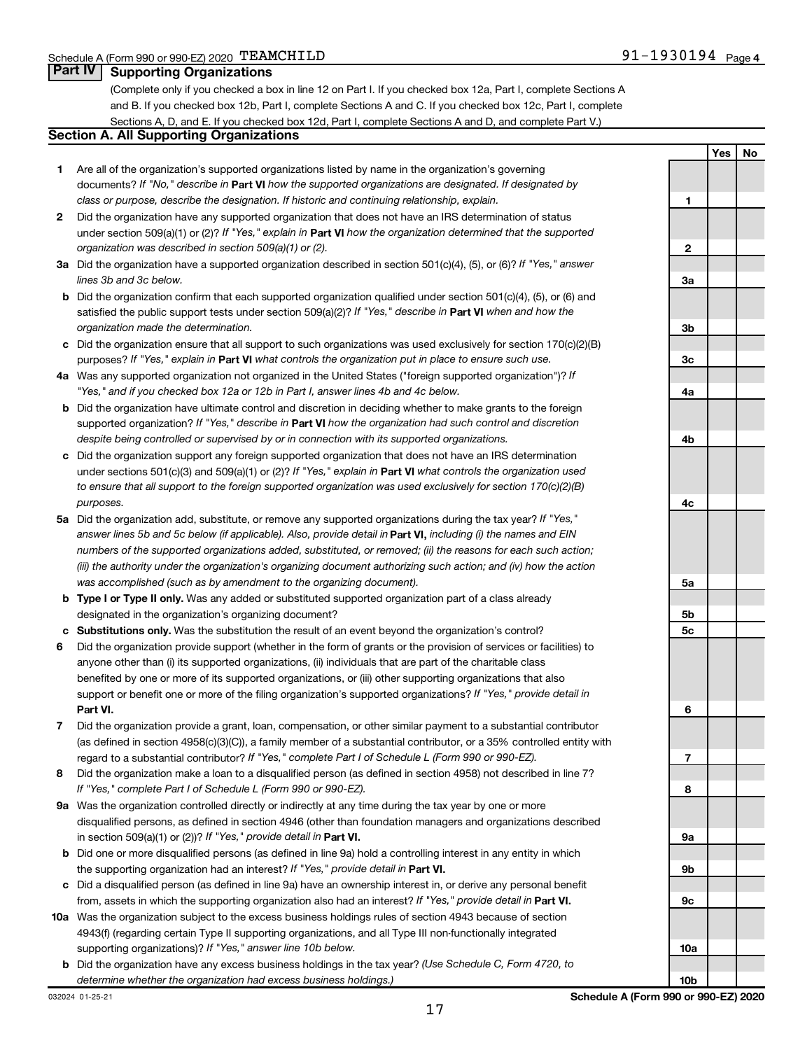Schedule A (Form 990 or 990-EZ) 2020 TEAMCHILD 91-1930194 Page 4

## Part IV Supporting Organizations

(Complete only if you checked a box in line 12 on Part I. If you checked box 12a, Part I, complete Sections A and B. If you checked box 12b, Part I, complete Sections A and C. If you checked box 12c, Part I, complete Sections A, D, and E. If you checked box 12d, Part I, complete Sections A and D, and complete Part V.)

### Section A. All Supporting Organizations

| | | | Yes | No |
|---|---|---|---|---|
| **1** | Are all of the organization's supported organizations listed by name in the organization's governing documents? *If "No," describe in* **Part VI** *how the supported organizations are designated. If designated by class or purpose, describe the designation. If historic and continuing relationship, explain.* | 1 | | |
| **2** | Did the organization have any supported organization that does not have an IRS determination of status under section 509(a)(1) or (2)? *If "Yes," explain in* **Part VI** *how the organization determined that the supported organization was described in section 509(a)(1) or (2).* | 2 | | |
| **3a** | Did the organization have a supported organization described in section 501(c)(4), (5), or (6)? *If "Yes," answer lines 3b and 3c below.* | 3a | | |
| **b** | Did the organization confirm that each supported organization qualified under section 501(c)(4), (5), or (6) and satisfied the public support tests under section 509(a)(2)? *If "Yes," describe in* **Part VI** *when and how the organization made the determination.* | 3b | | |
| **c** | Did the organization ensure that all support to such organizations was used exclusively for section 170(c)(2)(B) purposes? *If "Yes," explain in* **Part VI** *what controls the organization put in place to ensure such use.* | 3c | | |
| **4a** | Was any supported organization not organized in the United States ("foreign supported organization")? *If "Yes," and if you checked box 12a or 12b in Part I, answer lines 4b and 4c below.* | 4a | | |
| **b** | Did the organization have ultimate control and discretion in deciding whether to make grants to the foreign supported organization? *If "Yes," describe in* **Part VI** *how the organization had such control and discretion despite being controlled or supervised by or in connection with its supported organizations.* | 4b | | |
| **c** | Did the organization support any foreign supported organization that does not have an IRS determination under sections 501(c)(3) and 509(a)(1) or (2)? *If "Yes," explain in* **Part VI** *what controls the organization used to ensure that all support to the foreign supported organization was used exclusively for section 170(c)(2)(B) purposes.* | 4c | | |
| **5a** | Did the organization add, substitute, or remove any supported organizations during the tax year? *If "Yes," answer lines 5b and 5c below (if applicable). Also, provide detail in* **Part VI,** *including (i) the names and EIN numbers of the supported organizations added, substituted, or removed; (ii) the reasons for each such action; (iii) the authority under the organization's organizing document authorizing such action; and (iv) how the action was accomplished (such as by amendment to the organizing document).* | 5a | | |
| **b** | **Type I or Type II only.** Was any added or substituted supported organization part of a class already designated in the organization's organizing document? | 5b | | |
| **c** | **Substitutions only.** Was the substitution the result of an event beyond the organization's control? | 5c | | |
| **6** | Did the organization provide support (whether in the form of grants or the provision of services or facilities) to anyone other than (i) its supported organizations, (ii) individuals that are part of the charitable class benefited by one or more of its supported organizations, or (iii) other supporting organizations that also support or benefit one or more of the filing organization's supported organizations? *If "Yes," provide detail in* **Part VI.** | 6 | | |
| **7** | Did the organization provide a grant, loan, compensation, or other similar payment to a substantial contributor (as defined in section 4958(c)(3)(C)), a family member of a substantial contributor, or a 35% controlled entity with regard to a substantial contributor? *If "Yes," complete Part I of Schedule L (Form 990 or 990-EZ).* | 7 | | |
| **8** | Did the organization make a loan to a disqualified person (as defined in section 4958) not described in line 7? *If "Yes," complete Part I of Schedule L (Form 990 or 990-EZ).* | 8 | | |
| **9a** | Was the organization controlled directly or indirectly at any time during the tax year by one or more disqualified persons, as defined in section 4946 (other than foundation managers and organizations described in section 509(a)(1) or (2))? *If "Yes," provide detail in* **Part VI.** | 9a | | |
| **b** | Did one or more disqualified persons (as defined in line 9a) hold a controlling interest in any entity in which the supporting organization had an interest? *If "Yes," provide detail in* **Part VI.** | 9b | | |
| **c** | Did a disqualified person (as defined in line 9a) have an ownership interest in, or derive any personal benefit from, assets in which the supporting organization also had an interest? *If "Yes," provide detail in* **Part VI.** | 9c | | |
| **10a** | Was the organization subject to the excess business holdings rules of section 4943 because of section 4943(f) (regarding certain Type II supporting organizations, and all Type III non-functionally integrated supporting organizations)? *If "Yes," answer line 10b below.* | 10a | | |
| **b** | Did the organization have any excess business holdings in the tax year? *(Use Schedule C, Form 4720, to determine whether the organization had excess business holdings.)* | 10b | | |

032024 01-25-21 **Schedule A (Form 990 or 990-EZ) 2020**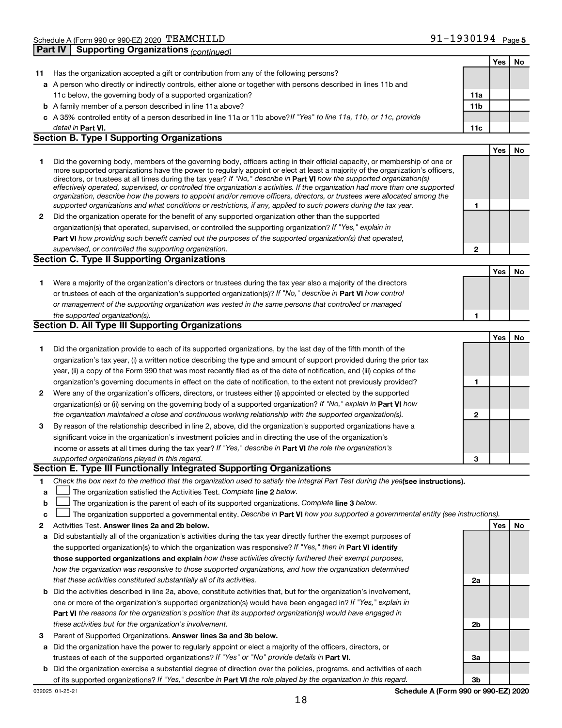Schedule A (Form 990 or 990-EZ) 2020 TEAMCHILD 91-1930194 Page 5

**Part IV | Supporting Organizations** *(continued)*

| | | | Yes | No |
|---|---|---|---|---|
| **11** | Has the organization accepted a gift or contribution from any of the following persons? | | | |
| **a** | A person who directly or indirectly controls, either alone or together with persons described in lines 11b and 11c below, the governing body of a supported organization? | 11a | | |
| **b** | A family member of a person described in line 11a above? | 11b | | |
| **c** | A 35% controlled entity of a person described in line 11a or 11b above? *If "Yes" to line 11a, 11b, or 11c, provide detail in* **Part VI.** | 11c | | |

**Section B. Type I Supporting Organizations**

| | | | Yes | No |
|---|---|---|---|---|
| **1** | Did the governing body, members of the governing body, officers acting in their official capacity, or membership of one or more supported organizations have the power to regularly appoint or elect at least a majority of the organization's officers, directors, or trustees at all times during the tax year? *If "No," describe in* **Part VI** *how the supported organization(s) effectively operated, supervised, or controlled the organization's activities. If the organization had more than one supported organization, describe how the powers to appoint and/or remove officers, directors, or trustees were allocated among the supported organizations and what conditions or restrictions, if any, applied to such powers during the tax year.* | 1 | | |
| **2** | Did the organization operate for the benefit of any supported organization other than the supported organization(s) that operated, supervised, or controlled the supporting organization? *If "Yes," explain in* **Part VI** *how providing such benefit carried out the purposes of the supported organization(s) that operated, supervised, or controlled the supporting organization.* | 2 | | |

**Section C. Type II Supporting Organizations**

| | | | Yes | No |
|---|---|---|---|---|
| **1** | Were a majority of the organization's directors or trustees during the tax year also a majority of the directors or trustees of each of the organization's supported organization(s)? *If "No," describe in* **Part VI** *how control or management of the supporting organization was vested in the same persons that controlled or managed the supported organization(s).* | 1 | | |

**Section D. All Type III Supporting Organizations**

| | | | Yes | No |
|---|---|---|---|---|
| **1** | Did the organization provide to each of its supported organizations, by the last day of the fifth month of the organization's tax year, (i) a written notice describing the type and amount of support provided during the prior tax year, (ii) a copy of the Form 990 that was most recently filed as of the date of notification, and (iii) copies of the organization's governing documents in effect on the date of notification, to the extent not previously provided? | 1 | | |
| **2** | Were any of the organization's officers, directors, or trustees either (i) appointed or elected by the supported organization(s) or (ii) serving on the governing body of a supported organization? *If "No," explain in* **Part VI** *how the organization maintained a close and continuous working relationship with the supported organization(s).* | 2 | | |
| **3** | By reason of the relationship described in line 2, above, did the organization's supported organizations have a significant voice in the organization's investment policies and in directing the use of the organization's income or assets at all times during the tax year? *If "Yes," describe in* **Part VI** *the role the organization's supported organizations played in this regard.* | 3 | | |

**Section E. Type III Functionally Integrated Supporting Organizations**

**1** *Check the box next to the method that the organization used to satisfy the Integral Part Test during the year* **(see instructions).**

**a** ☐ The organization satisfied the Activities Test. *Complete* **line 2** *below.*

**b** ☐ The organization is the parent of each of its supported organizations. *Complete* **line 3** *below.*

**c** ☐ The organization supported a governmental entity. *Describe in* **Part VI** *how you supported a governmental entity (see instructions).*

| | | | Yes | No |
|---|---|---|---|---|
| **2** | Activities Test. **Answer lines 2a and 2b below.** | | | |
| **a** | Did substantially all of the organization's activities during the tax year directly further the exempt purposes of the supported organization(s) to which the organization was responsive? *If "Yes," then in* **Part VI identify those supported organizations and explain** *how these activities directly furthered their exempt purposes, how the organization was responsive to those supported organizations, and how the organization determined that these activities constituted substantially all of its activities.* | 2a | | |
| **b** | Did the activities described in line 2a, above, constitute activities that, but for the organization's involvement, one or more of the organization's supported organization(s) would have been engaged in? *If "Yes," explain in* **Part VI** *the reasons for the organization's position that its supported organization(s) would have engaged in these activities but for the organization's involvement.* | 2b | | |
| **3** | Parent of Supported Organizations. **Answer lines 3a and 3b below.** | | | |
| **a** | Did the organization have the power to regularly appoint or elect a majority of the officers, directors, or trustees of each of the supported organizations? *If "Yes" or "No" provide details in* **Part VI.** | 3a | | |
| **b** | Did the organization exercise a substantial degree of direction over the policies, programs, and activities of each of its supported organizations? *If "Yes," describe in* **Part VI** *the role played by the organization in this regard.* | 3b | | |

032025 01-25-21 **Schedule A (Form 990 or 990-EZ) 2020**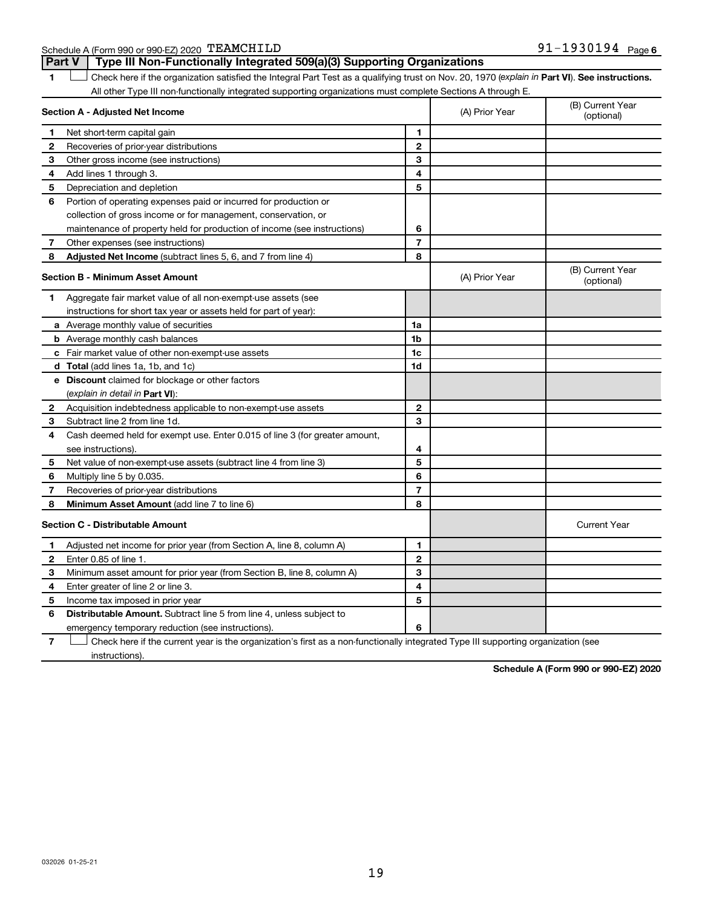Schedule A (Form 990 or 990-EZ) 2020 TEAMCHILD 91-1930194 Page 6

## Part V Type III Non-Functionally Integrated 509(a)(3) Supporting Organizations

1 ☐ Check here if the organization satisfied the Integral Part Test as a qualifying trust on Nov. 20, 1970 (*explain in* **Part VI**). **See instructions.** All other Type III non-functionally integrated supporting organizations must complete Sections A through E.

| **Section A - Adjusted Net Income** | | | (A) Prior Year | (B) Current Year (optional) |
|---|---|---|---|---|
| 1 | Net short-term capital gain | 1 | | |
| 2 | Recoveries of prior-year distributions | 2 | | |
| 3 | Other gross income (see instructions) | 3 | | |
| 4 | Add lines 1 through 3. | 4 | | |
| 5 | Depreciation and depletion | 5 | | |
| 6 | Portion of operating expenses paid or incurred for production or collection of gross income or for management, conservation, or maintenance of property held for production of income (see instructions) | 6 | | |
| 7 | Other expenses (see instructions) | 7 | | |
| 8 | **Adjusted Net Income** (subtract lines 5, 6, and 7 from line 4) | 8 | | |

| **Section B - Minimum Asset Amount** | | | (A) Prior Year | (B) Current Year (optional) |
|---|---|---|---|---|
| 1 | Aggregate fair market value of all non-exempt-use assets (see instructions for short tax year or assets held for part of year): | | | |
| a | Average monthly value of securities | 1a | | |
| b | Average monthly cash balances | 1b | | |
| c | Fair market value of other non-exempt-use assets | 1c | | |
| d | **Total** (add lines 1a, 1b, and 1c) | 1d | | |
| e | **Discount** claimed for blockage or other factors (*explain in detail in* **Part VI**): | | | |
| 2 | Acquisition indebtedness applicable to non-exempt-use assets | 2 | | |
| 3 | Subtract line 2 from line 1d. | 3 | | |
| 4 | Cash deemed held for exempt use. Enter 0.015 of line 3 (for greater amount, see instructions). | 4 | | |
| 5 | Net value of non-exempt-use assets (subtract line 4 from line 3) | 5 | | |
| 6 | Multiply line 5 by 0.035. | 6 | | |
| 7 | Recoveries of prior-year distributions | 7 | | |
| 8 | **Minimum Asset Amount** (add line 7 to line 6) | 8 | | |

| **Section C - Distributable Amount** | | | | Current Year |
|---|---|---|---|---|
| 1 | Adjusted net income for prior year (from Section A, line 8, column A) | 1 | | |
| 2 | Enter 0.85 of line 1. | 2 | | |
| 3 | Minimum asset amount for prior year (from Section B, line 8, column A) | 3 | | |
| 4 | Enter greater of line 2 or line 3. | 4 | | |
| 5 | Income tax imposed in prior year | 5 | | |
| 6 | **Distributable Amount.** Subtract line 5 from line 4, unless subject to emergency temporary reduction (see instructions). | 6 | | |

7 ☐ Check here if the current year is the organization's first as a non-functionally integrated Type III supporting organization (see instructions).

**Schedule A (Form 990 or 990-EZ) 2020**

032026 01-25-21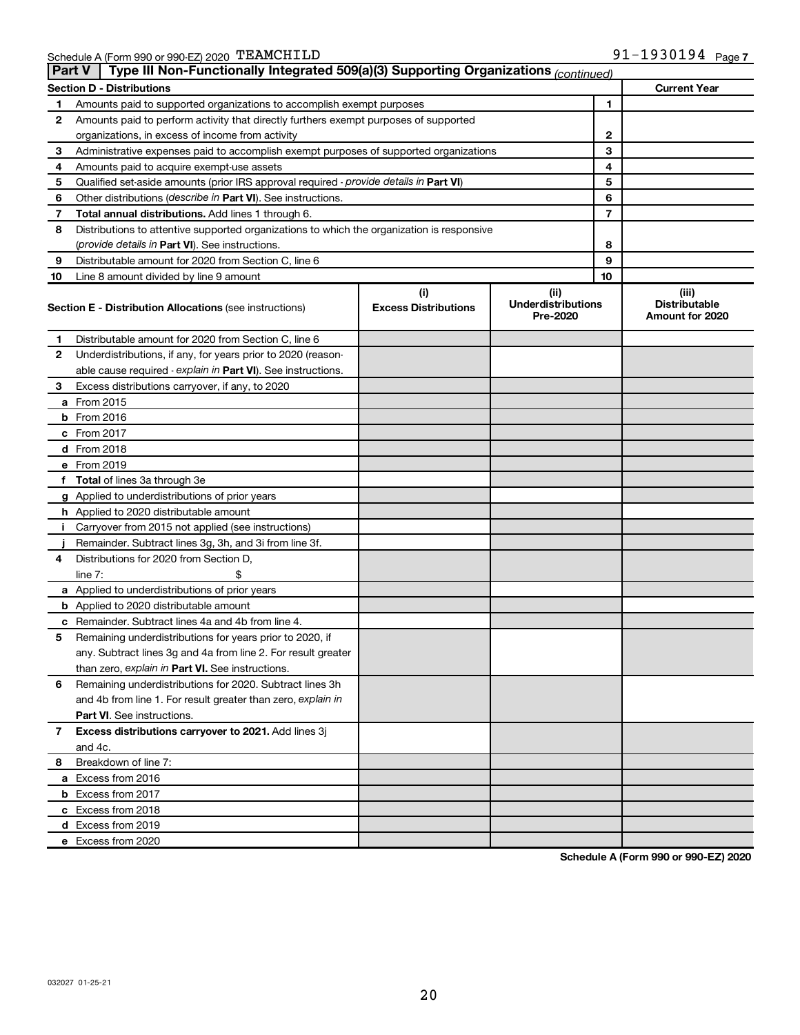Schedule A (Form 990 or 990-EZ) 2020 TEAMCHILD 91-1930194 Page 7

## Part V | Type III Non-Functionally Integrated 509(a)(3) Supporting Organizations *(continued)*

| Section D - Distributions | | | Current Year |
|---|---|---|---|
| 1 | Amounts paid to supported organizations to accomplish exempt purposes | 1 | |
| 2 | Amounts paid to perform activity that directly furthers exempt purposes of supported organizations, in excess of income from activity | 2 | |
| 3 | Administrative expenses paid to accomplish exempt purposes of supported organizations | 3 | |
| 4 | Amounts paid to acquire exempt-use assets | 4 | |
| 5 | Qualified set-aside amounts (prior IRS approval required - *provide details in* **Part VI**) | 5 | |
| 6 | Other distributions (*describe in* **Part VI**). See instructions. | 6 | |
| 7 | **Total annual distributions.** Add lines 1 through 6. | 7 | |
| 8 | Distributions to attentive supported organizations to which the organization is responsive (*provide details in* **Part VI**). See instructions. | 8 | |
| 9 | Distributable amount for 2020 from Section C, line 6 | 9 | |
| 10 | Line 8 amount divided by line 9 amount | 10 | |

| | **Section E - Distribution Allocations** (see instructions) | (i) Excess Distributions | (ii) Underdistributions Pre-2020 | (iii) Distributable Amount for 2020 |
|---|---|---|---|---|
| 1 | Distributable amount for 2020 from Section C, line 6 | | | |
| 2 | Underdistributions, if any, for years prior to 2020 (reasonable cause required - *explain in* **Part VI**). See instructions. | | | |
| 3 | Excess distributions carryover, if any, to 2020 | | | |
| a | From 2015 | | | |
| b | From 2016 | | | |
| c | From 2017 | | | |
| d | From 2018 | | | |
| e | From 2019 | | | |
| f | **Total** of lines 3a through 3e | | | |
| g | Applied to underdistributions of prior years | | | |
| h | Applied to 2020 distributable amount | | | |
| i | Carryover from 2015 not applied (see instructions) | | | |
| j | Remainder. Subtract lines 3g, 3h, and 3i from line 3f. | | | |
| 4 | Distributions for 2020 from Section D, line 7: $ | | | |
| a | Applied to underdistributions of prior years | | | |
| b | Applied to 2020 distributable amount | | | |
| c | Remainder. Subtract lines 4a and 4b from line 4. | | | |
| 5 | Remaining underdistributions for years prior to 2020, if any. Subtract lines 3g and 4a from line 2. For result greater than zero, *explain in* **Part VI.** See instructions. | | | |
| 6 | Remaining underdistributions for 2020. Subtract lines 3h and 4b from line 1. For result greater than zero, *explain in* **Part VI**. See instructions. | | | |
| 7 | **Excess distributions carryover to 2021.** Add lines 3j and 4c. | | | |
| 8 | Breakdown of line 7: | | | |
| a | Excess from 2016 | | | |
| b | Excess from 2017 | | | |
| c | Excess from 2018 | | | |
| d | Excess from 2019 | | | |
| e | Excess from 2020 | | | |

**Schedule A (Form 990 or 990-EZ) 2020**

032027 01-25-21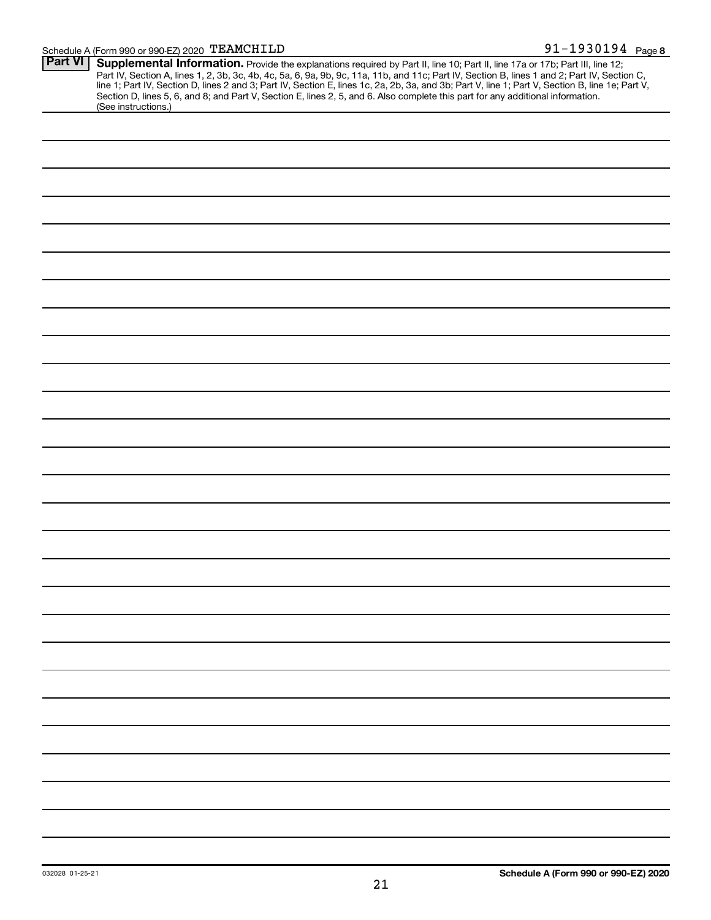Schedule A (Form 990 or 990-EZ) 2020 TEAMCHILD 91-1930194 Page 8

**Part VI** **Supplemental Information.** Provide the explanations required by Part II, line 10; Part II, line 17a or 17b; Part III, line 12; Part IV, Section A, lines 1, 2, 3b, 3c, 4b, 4c, 5a, 6, 9a, 9b, 9c, 11a, 11b, and 11c; Part IV, Section B, lines 1 and 2; Part IV, Section C, line 1; Part IV, Section D, lines 2 and 3; Part IV, Section E, lines 1c, 2a, 2b, 3a, and 3b; Part V, line 1; Part V, Section B, line 1e; Part V, Section D, lines 5, 6, and 8; and Part V, Section E, lines 2, 5, and 6. Also complete this part for any additional information. (See instructions.)

032028 01-25-21 **Schedule A (Form 990 or 990-EZ) 2020**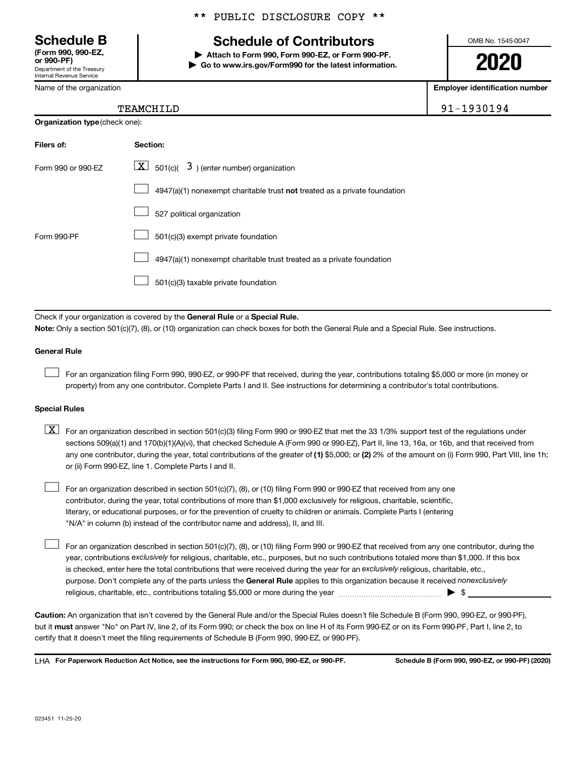** PUBLIC DISCLOSURE COPY **

**Schedule B**
**(Form 990, 990-EZ, or 990-PF)**
Department of the Treasury
Internal Revenue Service

# Schedule of Contributors

**▶ Attach to Form 990, Form 990-EZ, or Form 990-PF.**
**▶ Go to www.irs.gov/Form990 for the latest information.**

OMB No. 1545-0047

**2020**

Name of the organization: TEAMCHILD

**Employer identification number**: 91-1930194

**Organization type** (check one):

| Filers of: | Section: |
|---|---|
| Form 990 or 990-EZ | [X] 501(c)( 3 ) (enter number) organization |
| | [ ] 4947(a)(1) nonexempt charitable trust **not** treated as a private foundation |
| | [ ] 527 political organization |
| Form 990-PF | [ ] 501(c)(3) exempt private foundation |
| | [ ] 4947(a)(1) nonexempt charitable trust treated as a private foundation |
| | [ ] 501(c)(3) taxable private foundation |

Check if your organization is covered by the **General Rule** or a **Special Rule.**

**Note:** Only a section 501(c)(7), (8), or (10) organization can check boxes for both the General Rule and a Special Rule. See instructions.

**General Rule**

[ ] For an organization filing Form 990, 990-EZ, or 990-PF that received, during the year, contributions totaling $5,000 or more (in money or property) from any one contributor. Complete Parts I and II. See instructions for determining a contributor's total contributions.

**Special Rules**

[X] For an organization described in section 501(c)(3) filing Form 990 or 990-EZ that met the 33 1/3% support test of the regulations under sections 509(a)(1) and 170(b)(1)(A)(vi), that checked Schedule A (Form 990 or 990-EZ), Part II, line 13, 16a, or 16b, and that received from any one contributor, during the year, total contributions of the greater of **(1)** $5,000; or **(2)** 2% of the amount on (i) Form 990, Part VIII, line 1h; or (ii) Form 990-EZ, line 1. Complete Parts I and II.

[ ] For an organization described in section 501(c)(7), (8), or (10) filing Form 990 or 990-EZ that received from any one contributor, during the year, total contributions of more than $1,000 exclusively for religious, charitable, scientific, literary, or educational purposes, or for the prevention of cruelty to children or animals. Complete Parts I (entering "N/A" in column (b) instead of the contributor name and address), II, and III.

[ ] For an organization described in section 501(c)(7), (8), or (10) filing Form 990 or 990-EZ that received from any one contributor, during the year, contributions *exclusively* for religious, charitable, etc., purposes, but no such contributions totaled more than $1,000. If this box is checked, enter here the total contributions that were received during the year for an *exclusively* religious, charitable, etc., purpose. Don't complete any of the parts unless the **General Rule** applies to this organization because it received *nonexclusively* religious, charitable, etc., contributions totaling $5,000 or more during the year ▶ $

**Caution:** An organization that isn't covered by the General Rule and/or the Special Rules doesn't file Schedule B (Form 990, 990-EZ, or 990-PF), but it **must** answer "No" on Part IV, line 2, of its Form 990; or check the box on line H of its Form 990-EZ or on its Form 990-PF, Part I, line 2, to certify that it doesn't meet the filing requirements of Schedule B (Form 990, 990-EZ, or 990-PF).

LHA **For Paperwork Reduction Act Notice, see the instructions for Form 990, 990-EZ, or 990-PF.** **Schedule B (Form 990, 990-EZ, or 990-PF) (2020)**

023451 11-25-20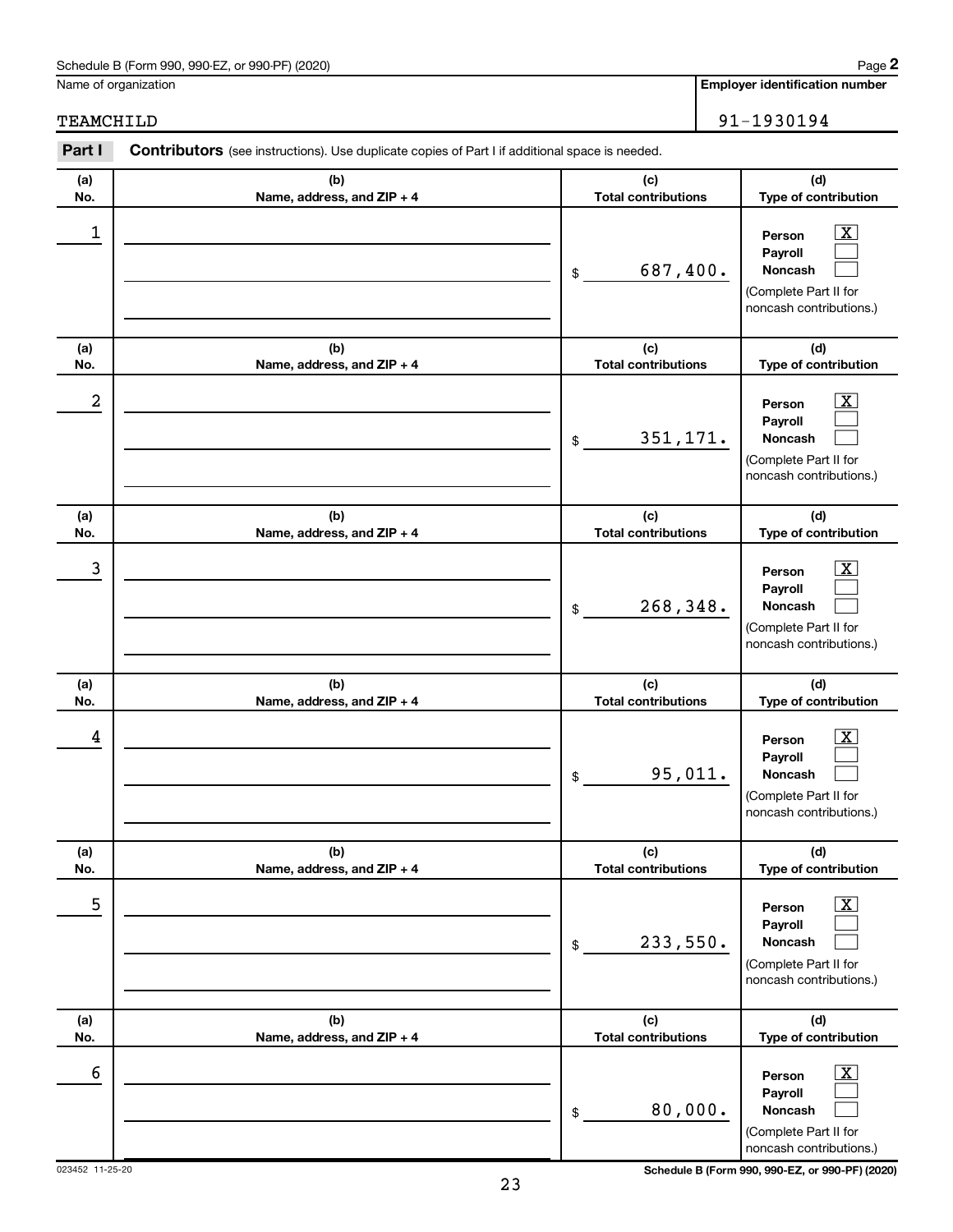Schedule B (Form 990, 990-EZ, or 990-PF) (2020)

Name of organization: TEAMCHILD

Employer identification number: 91-1930194

**Part I** **Contributors** (see instructions). Use duplicate copies of Part I if additional space is needed.

| (a) No. | (b) Name, address, and ZIP + 4 | (c) Total contributions | (d) Type of contribution |
|---|---|---|---|
| 1 | | $ 687,400. | Person [X] Payroll [ ] Noncash [ ] (Complete Part II for noncash contributions.) |
| 2 | | $ 351,171. | Person [X] Payroll [ ] Noncash [ ] (Complete Part II for noncash contributions.) |
| 3 | | $ 268,348. | Person [X] Payroll [ ] Noncash [ ] (Complete Part II for noncash contributions.) |
| 4 | | $ 95,011. | Person [X] Payroll [ ] Noncash [ ] (Complete Part II for noncash contributions.) |
| 5 | | $ 233,550. | Person [X] Payroll [ ] Noncash [ ] (Complete Part II for noncash contributions.) |
| 6 | | $ 80,000. | Person [X] Payroll [ ] Noncash [ ] (Complete Part II for noncash contributions.) |

023452 11-25-20

Schedule B (Form 990, 990-EZ, or 990-PF) (2020)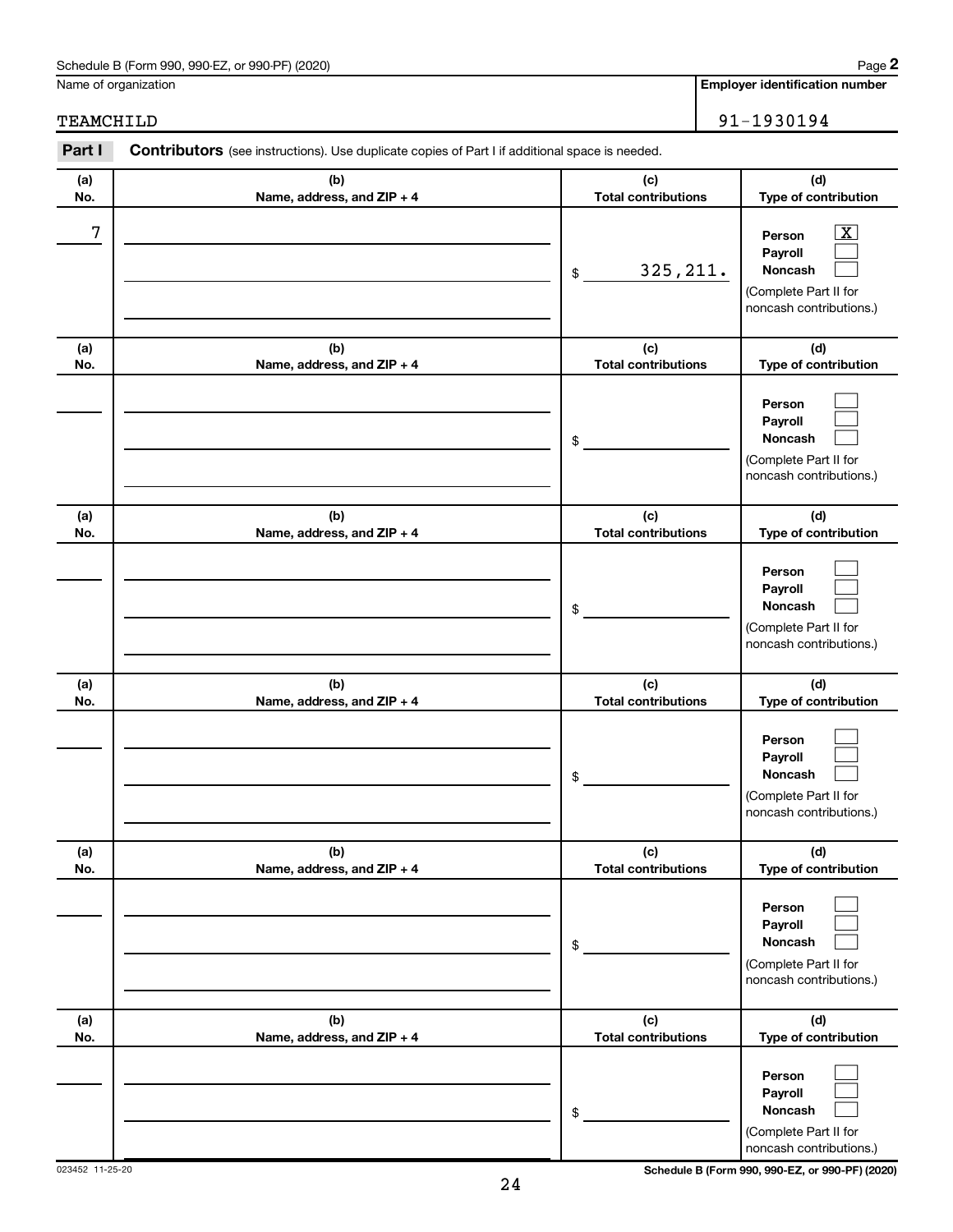Name of organization

TEAMCHILD

**Employer identification number**

91-1930194

**Part I** **Contributors** (see instructions). Use duplicate copies of Part I if additional space is needed.

| (a) No. | (b) Name, address, and ZIP + 4 | (c) Total contributions | (d) Type of contribution |
|---|---|---|---|
| 7 | | $ 325,211. | Person [X] Payroll [ ] Noncash [ ] (Complete Part II for noncash contributions.) |
| | | $ | Person [ ] Payroll [ ] Noncash [ ] (Complete Part II for noncash contributions.) |
| | | $ | Person [ ] Payroll [ ] Noncash [ ] (Complete Part II for noncash contributions.) |
| | | $ | Person [ ] Payroll [ ] Noncash [ ] (Complete Part II for noncash contributions.) |
| | | $ | Person [ ] Payroll [ ] Noncash [ ] (Complete Part II for noncash contributions.) |
| | | $ | Person [ ] Payroll [ ] Noncash [ ] (Complete Part II for noncash contributions.) |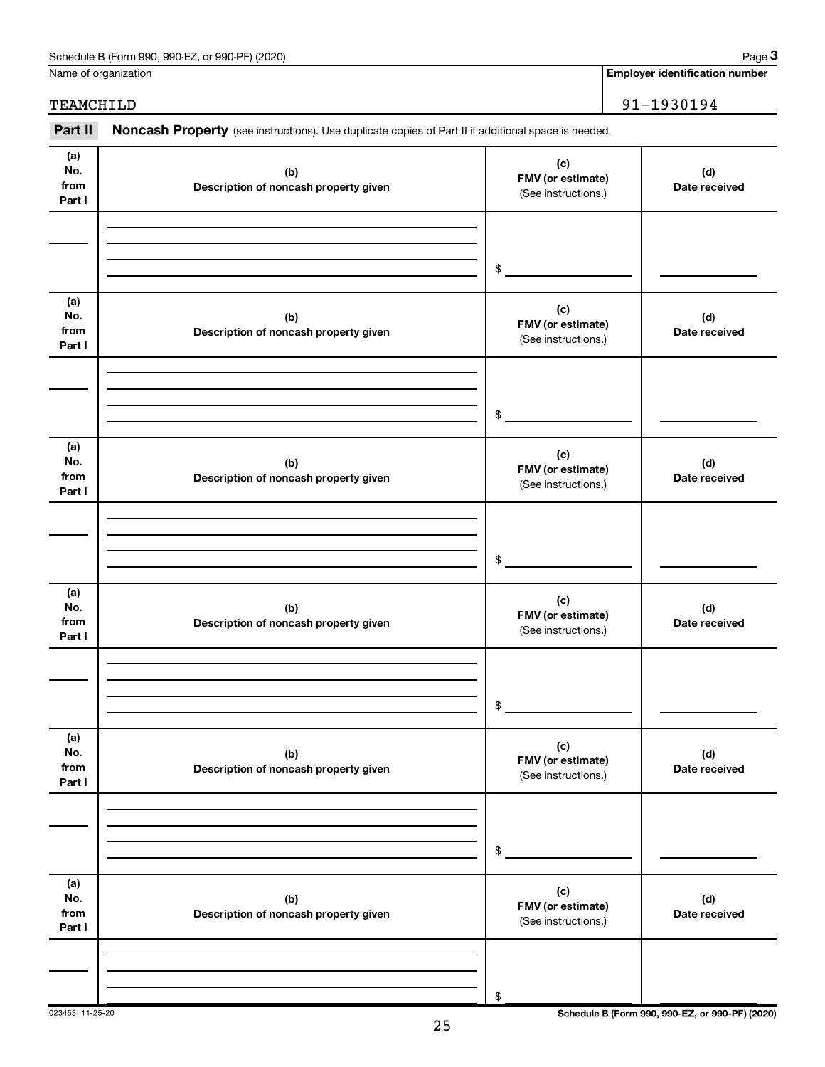Schedule B (Form 990, 990-EZ, or 990-PF) (2020) Page **3**

| Name of organization | Employer identification number |
|---|---|
| TEAMCHILD | 91-1930194 |

**Part II** **Noncash Property** (see instructions). Use duplicate copies of Part II if additional space is needed.

| (a) No. from Part I | (b) Description of noncash property given | (c) FMV (or estimate) (See instructions.) | (d) Date received |
|---|---|---|---|
| | | $ | |

| (a) No. from Part I | (b) Description of noncash property given | (c) FMV (or estimate) (See instructions.) | (d) Date received |
|---|---|---|---|
| | | $ | |

| (a) No. from Part I | (b) Description of noncash property given | (c) FMV (or estimate) (See instructions.) | (d) Date received |
|---|---|---|---|
| | | $ | |

| (a) No. from Part I | (b) Description of noncash property given | (c) FMV (or estimate) (See instructions.) | (d) Date received |
|---|---|---|---|
| | | $ | |

| (a) No. from Part I | (b) Description of noncash property given | (c) FMV (or estimate) (See instructions.) | (d) Date received |
|---|---|---|---|
| | | $ | |

| (a) No. from Part I | (b) Description of noncash property given | (c) FMV (or estimate) (See instructions.) | (d) Date received |
|---|---|---|---|
| | | $ | |

023453 11-25-20 **Schedule B (Form 990, 990-EZ, or 990-PF) (2020)**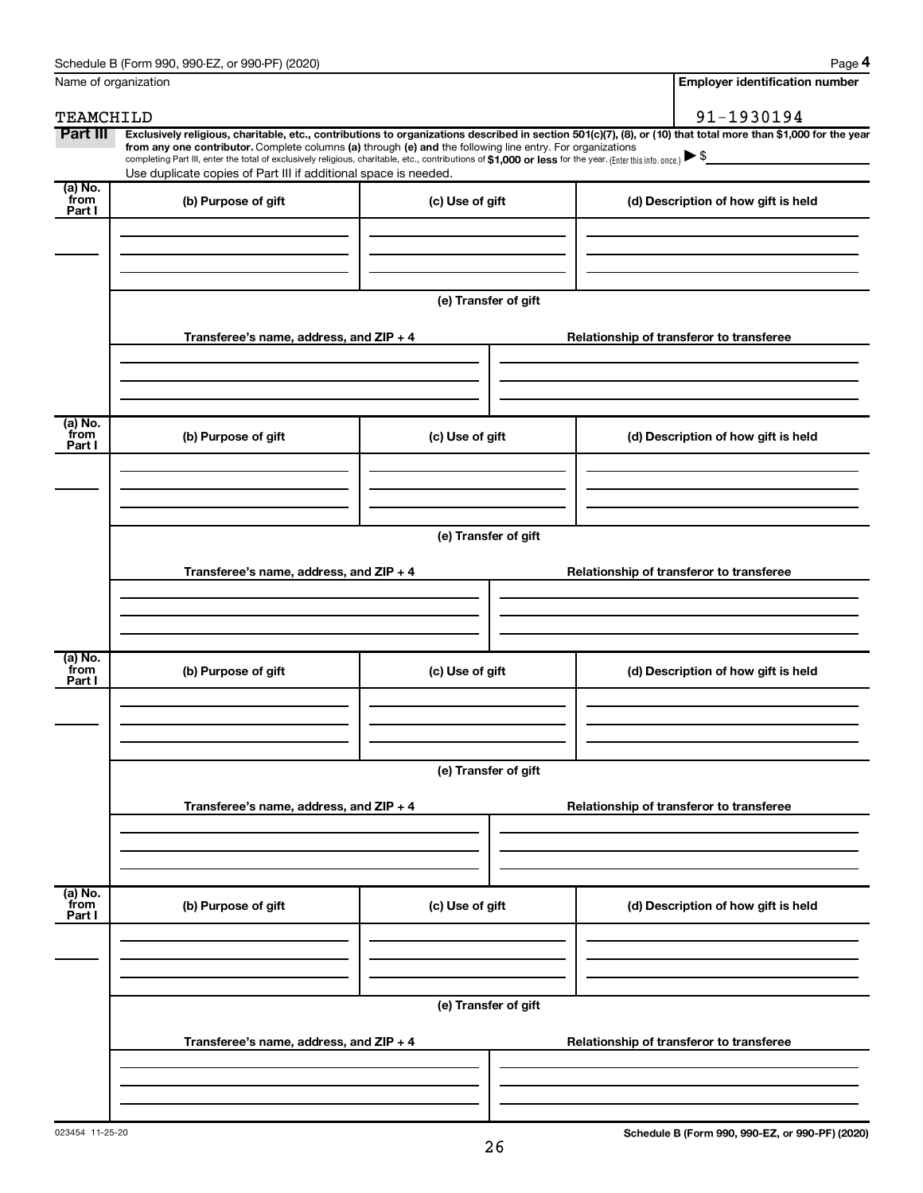Name of organization

TEAMCHILD

**Employer identification number**

91-1930194

**Part III** **Exclusively religious, charitable, etc., contributions to organizations described in section 501(c)(7), (8), or (10) that total more than $1,000 for the year from any one contributor.** Complete columns **(a)** through **(e) and** the following line entry. For organizations completing Part III, enter the total of exclusively religious, charitable, etc., contributions of **$1,000 or less** for the year. (Enter this info. once.) ▶ $

Use duplicate copies of Part III if additional space is needed.

| (a) No. from Part I | (b) Purpose of gift | (c) Use of gift | (d) Description of how gift is held |
|---|---|---|---|
| | | | |

**(e) Transfer of gift**

| Transferee's name, address, and ZIP + 4 | Relationship of transferor to transferee |
|---|---|
| | |

| (a) No. from Part I | (b) Purpose of gift | (c) Use of gift | (d) Description of how gift is held |
|---|---|---|---|
| | | | |

**(e) Transfer of gift**

| Transferee's name, address, and ZIP + 4 | Relationship of transferor to transferee |
|---|---|
| | |

| (a) No. from Part I | (b) Purpose of gift | (c) Use of gift | (d) Description of how gift is held |
|---|---|---|---|
| | | | |

**(e) Transfer of gift**

| Transferee's name, address, and ZIP + 4 | Relationship of transferor to transferee |
|---|---|
| | |

| (a) No. from Part I | (b) Purpose of gift | (c) Use of gift | (d) Description of how gift is held |
|---|---|---|---|
| | | | |

**(e) Transfer of gift**

| Transferee's name, address, and ZIP + 4 | Relationship of transferor to transferee |
|---|---|
| | |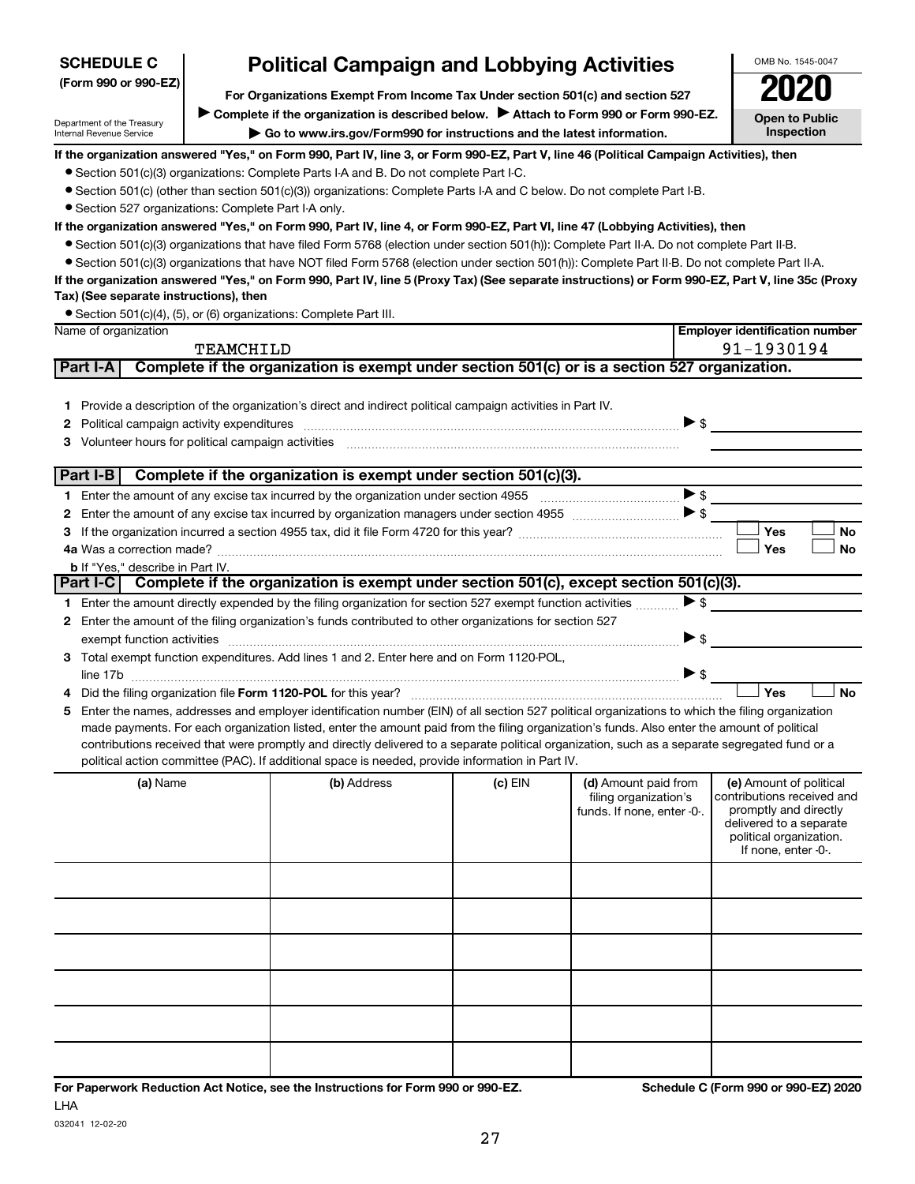**SCHEDULE C (Form 990 or 990-EZ)**

Department of the Treasury Internal Revenue Service

# Political Campaign and Lobbying Activities

**For Organizations Exempt From Income Tax Under section 501(c) and section 527**

▶ Complete if the organization is described below. ▶ Attach to Form 990 or Form 990-EZ.

▶ Go to www.irs.gov/Form990 for instructions and the latest information.

OMB No. 1545-0047

**2020**

**Open to Public Inspection**

**If the organization answered "Yes," on Form 990, Part IV, line 3, or Form 990-EZ, Part V, line 46 (Political Campaign Activities), then**

- Section 501(c)(3) organizations: Complete Parts I-A and B. Do not complete Part I-C.
- Section 501(c) (other than section 501(c)(3)) organizations: Complete Parts I-A and C below. Do not complete Part I-B.
- Section 527 organizations: Complete Part I-A only.

**If the organization answered "Yes," on Form 990, Part IV, line 4, or Form 990-EZ, Part VI, line 47 (Lobbying Activities), then**

- Section 501(c)(3) organizations that have filed Form 5768 (election under section 501(h)): Complete Part II-A. Do not complete Part II-B.
- Section 501(c)(3) organizations that have NOT filed Form 5768 (election under section 501(h)): Complete Part II-B. Do not complete Part II-A.

**If the organization answered "Yes," on Form 990, Part IV, line 5 (Proxy Tax) (See separate instructions) or Form 990-EZ, Part V, line 35c (Proxy Tax) (See separate instructions), then**

- Section 501(c)(4), (5), or (6) organizations: Complete Part III.

| Name of organization | Employer identification number |
|---|---|
| TEAMCHILD | 91-1930194 |

## Part I-A Complete if the organization is exempt under section 501(c) or is a section 527 organization.

1 Provide a description of the organization's direct and indirect political campaign activities in Part IV.

2 Political campaign activity expenditures ▶ $

3 Volunteer hours for political campaign activities

## Part I-B Complete if the organization is exempt under section 501(c)(3).

1 Enter the amount of any excise tax incurred by the organization under section 4955 ▶ $

2 Enter the amount of any excise tax incurred by organization managers under section 4955 ▶ $

3 If the organization incurred a section 4955 tax, did it file Form 4720 for this year? ☐ Yes ☐ No

4a Was a correction made? ☐ Yes ☐ No

b If "Yes," describe in Part IV.

## Part I-C Complete if the organization is exempt under section 501(c), except section 501(c)(3).

1 Enter the amount directly expended by the filing organization for section 527 exempt function activities ▶ $

2 Enter the amount of the filing organization's funds contributed to other organizations for section 527 exempt function activities ▶ $

3 Total exempt function expenditures. Add lines 1 and 2. Enter here and on Form 1120-POL, line 17b ▶ $

4 Did the filing organization file **Form 1120-POL** for this year? ☐ Yes ☐ No

5 Enter the names, addresses and employer identification number (EIN) of all section 527 political organizations to which the filing organization made payments. For each organization listed, enter the amount paid from the filing organization's funds. Also enter the amount of political contributions received that were promptly and directly delivered to a separate political organization, such as a separate segregated fund or a political action committee (PAC). If additional space is needed, provide information in Part IV.

| (a) Name | (b) Address | (c) EIN | (d) Amount paid from filing organization's funds. If none, enter -0-. | (e) Amount of political contributions received and promptly and directly delivered to a separate political organization. If none, enter -0-. |
|---|---|---|---|---|
| | | | | |
| | | | | |
| | | | | |
| | | | | |
| | | | | |
| | | | | |

**For Paperwork Reduction Act Notice, see the Instructions for Form 990 or 990-EZ.** **Schedule C (Form 990 or 990-EZ) 2020**

LHA

032041 12-02-20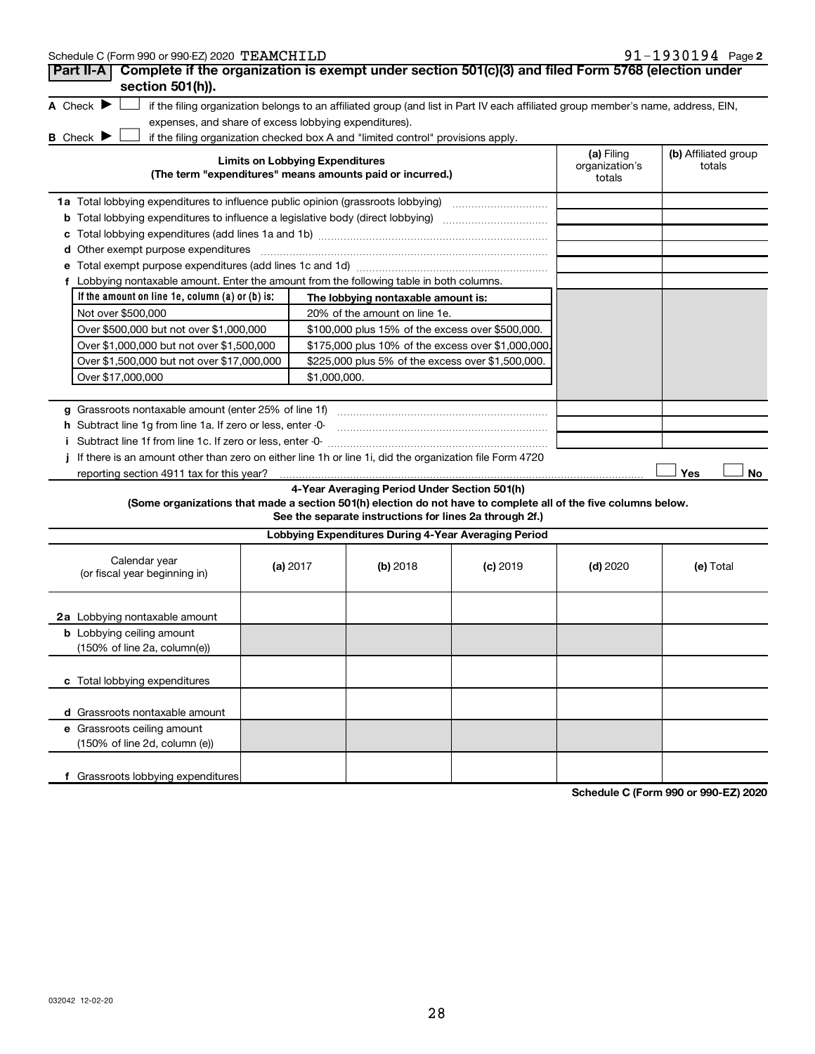Schedule C (Form 990 or 990-EZ) 2020 TEAMCHILD 91-1930194 Page 2

## Part II-A Complete if the organization is exempt under section 501(c)(3) and filed Form 5768 (election under section 501(h)).

A Check ▶ ☐ if the filing organization belongs to an affiliated group (and list in Part IV each affiliated group member's name, address, EIN, expenses, and share of excess lobbying expenditures).

B Check ▶ ☐ if the filing organization checked box A and "limited control" provisions apply.

| Limits on Lobbying Expenditures (The term "expenditures" means amounts paid or incurred.) | (a) Filing organization's totals | (b) Affiliated group totals |
|---|---|---|
| 1a Total lobbying expenditures to influence public opinion (grassroots lobbying) | | |
| b Total lobbying expenditures to influence a legislative body (direct lobbying) | | |
| c Total lobbying expenditures (add lines 1a and 1b) | | |
| d Other exempt purpose expenditures | | |
| e Total exempt purpose expenditures (add lines 1c and 1d) | | |
| f Lobbying nontaxable amount. Enter the amount from the following table in both columns. | | |

| If the amount on line 1e, column (a) or (b) is: | The lobbying nontaxable amount is: |
|---|---|
| Not over $500,000 | 20% of the amount on line 1e. |
| Over $500,000 but not over $1,000,000 | $100,000 plus 15% of the excess over $500,000. |
| Over $1,000,000 but not over $1,500,000 | $175,000 plus 10% of the excess over $1,000,000. |
| Over $1,500,000 but not over $17,000,000 | $225,000 plus 5% of the excess over $1,500,000. |
| Over $17,000,000 | $1,000,000. |

| | (a) Filing organization's totals | (b) Affiliated group totals |
|---|---|---|
| g Grassroots nontaxable amount (enter 25% of line 1f) | | |
| h Subtract line 1g from line 1a. If zero or less, enter -0- | | |
| i Subtract line 1f from line 1c. If zero or less, enter -0- | | |

j If there is an amount other than zero on either line 1h or line 1i, did the organization file Form 4720 reporting section 4911 tax for this year? ☐ Yes ☐ No

### 4-Year Averaging Period Under Section 501(h)

**(Some organizations that made a section 501(h) election do not have to complete all of the five columns below. See the separate instructions for lines 2a through 2f.)**

| Lobbying Expenditures During 4-Year Averaging Period | | | | | |
|---|---|---|---|---|---|
| Calendar year (or fiscal year beginning in) | (a) 2017 | (b) 2018 | (c) 2019 | (d) 2020 | (e) Total |
| 2a Lobbying nontaxable amount | | | | | |
| b Lobbying ceiling amount (150% of line 2a, column(e)) | | | | | |
| c Total lobbying expenditures | | | | | |
| d Grassroots nontaxable amount | | | | | |
| e Grassroots ceiling amount (150% of line 2d, column (e)) | | | | | |
| f Grassroots lobbying expenditures | | | | | |

Schedule C (Form 990 or 990-EZ) 2020

032042 12-02-20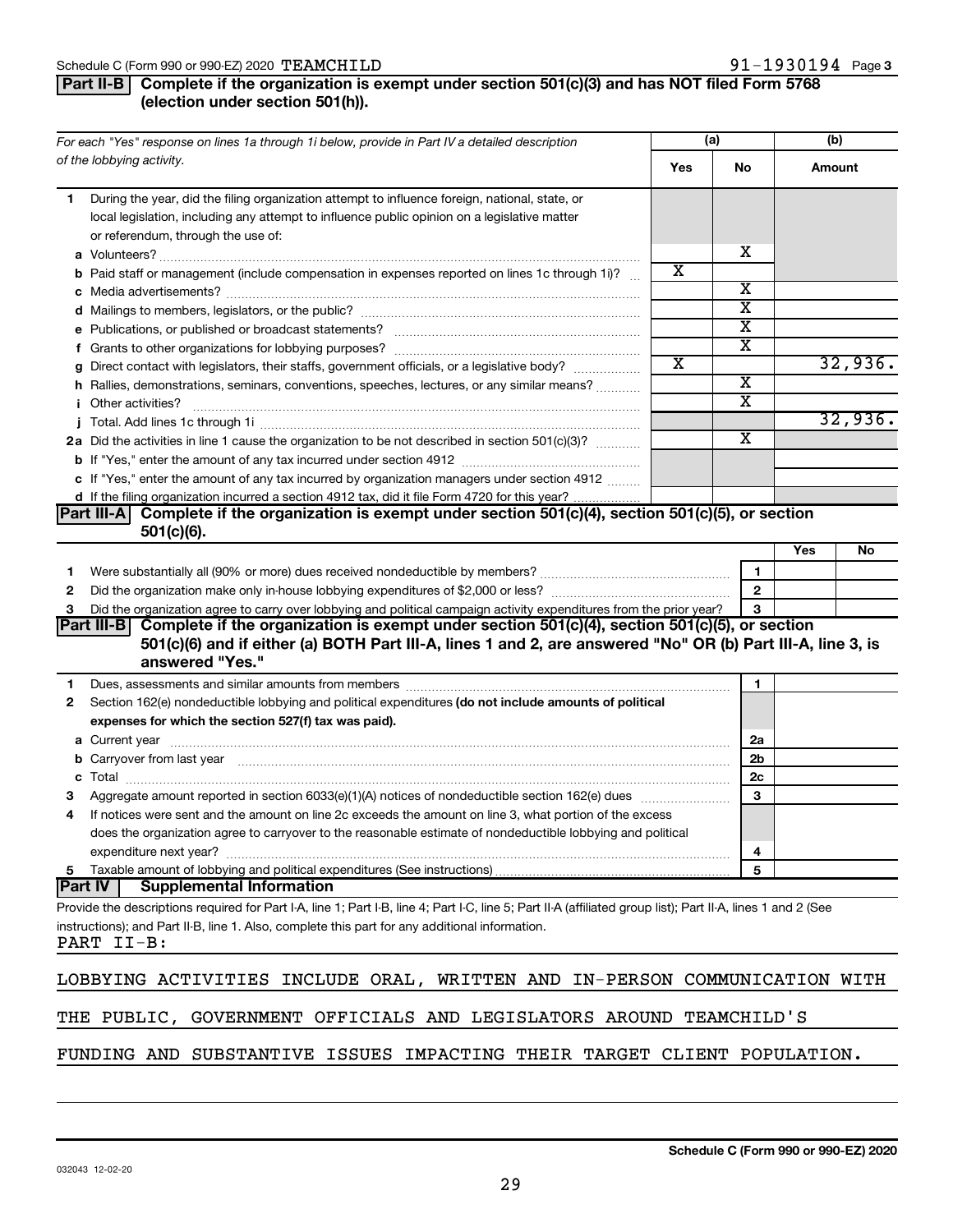Schedule C (Form 990 or 990-EZ) 2020 TEAMCHILD 91-1930194 Page 3

## Part II-B Complete if the organization is exempt under section 501(c)(3) and has NOT filed Form 5768 (election under section 501(h)).

| For each "Yes" response on lines 1a through 1i below, provide in Part IV a detailed description of the lobbying activity. | (a) Yes | (a) No | (b) Amount |
|---|---|---|---|
| **1** During the year, did the filing organization attempt to influence foreign, national, state, or local legislation, including any attempt to influence public opinion on a legislative matter or referendum, through the use of: | | | |
| **a** Volunteers? | | X | |
| **b** Paid staff or management (include compensation in expenses reported on lines 1c through 1i)? | X | | |
| **c** Media advertisements? | | X | |
| **d** Mailings to members, legislators, or the public? | | X | |
| **e** Publications, or published or broadcast statements? | | X | |
| **f** Grants to other organizations for lobbying purposes? | | X | |
| **g** Direct contact with legislators, their staffs, government officials, or a legislative body? | X | | 32,936. |
| **h** Rallies, demonstrations, seminars, conventions, speeches, lectures, or any similar means? | | X | |
| **i** Other activities? | | X | |
| **j** Total. Add lines 1c through 1i | | | 32,936. |
| **2a** Did the activities in line 1 cause the organization to be not described in section 501(c)(3)? | | X | |
| **b** If "Yes," enter the amount of any tax incurred under section 4912 | | | |
| **c** If "Yes," enter the amount of any tax incurred by organization managers under section 4912 | | | |
| **d** If the filing organization incurred a section 4912 tax, did it file Form 4720 for this year? | | | |

## Part III-A Complete if the organization is exempt under section 501(c)(4), section 501(c)(5), or section 501(c)(6).

| | | | Yes | No |
|---|---|---|---|---|
| **1** | Were substantially all (90% or more) dues received nondeductible by members? | 1 | | |
| **2** | Did the organization make only in-house lobbying expenditures of $2,000 or less? | 2 | | |
| **3** | Did the organization agree to carry over lobbying and political campaign activity expenditures from the prior year? | 3 | | |

## Part III-B Complete if the organization is exempt under section 501(c)(4), section 501(c)(5), or section 501(c)(6) and if either (a) BOTH Part III-A, lines 1 and 2, are answered "No" OR (b) Part III-A, line 3, is answered "Yes."

| | | | |
|---|---|---|---|
| **1** | Dues, assessments and similar amounts from members | 1 | |
| **2** | Section 162(e) nondeductible lobbying and political expenditures **(do not include amounts of political expenses for which the section 527(f) tax was paid).** | | |
| **a** | Current year | 2a | |
| **b** | Carryover from last year | 2b | |
| **c** | Total | 2c | |
| **3** | Aggregate amount reported in section 6033(e)(1)(A) notices of nondeductible section 162(e) dues | 3 | |
| **4** | If notices were sent and the amount on line 2c exceeds the amount on line 3, what portion of the excess does the organization agree to carryover to the reasonable estimate of nondeductible lobbying and political expenditure next year? | 4 | |
| **5** | Taxable amount of lobbying and political expenditures (See instructions) | 5 | |

## Part IV Supplemental Information

Provide the descriptions required for Part I-A, line 1; Part I-B, line 4; Part I-C, line 5; Part II-A (affiliated group list); Part II-A, lines 1 and 2 (See instructions); and Part II-B, line 1. Also, complete this part for any additional information.

PART II-B:

LOBBYING ACTIVITIES INCLUDE ORAL, WRITTEN AND IN-PERSON COMMUNICATION WITH THE PUBLIC, GOVERNMENT OFFICIALS AND LEGISLATORS AROUND TEAMCHILD'S FUNDING AND SUBSTANTIVE ISSUES IMPACTING THEIR TARGET CLIENT POPULATION.

032043 12-02-20

Schedule C (Form 990 or 990-EZ) 2020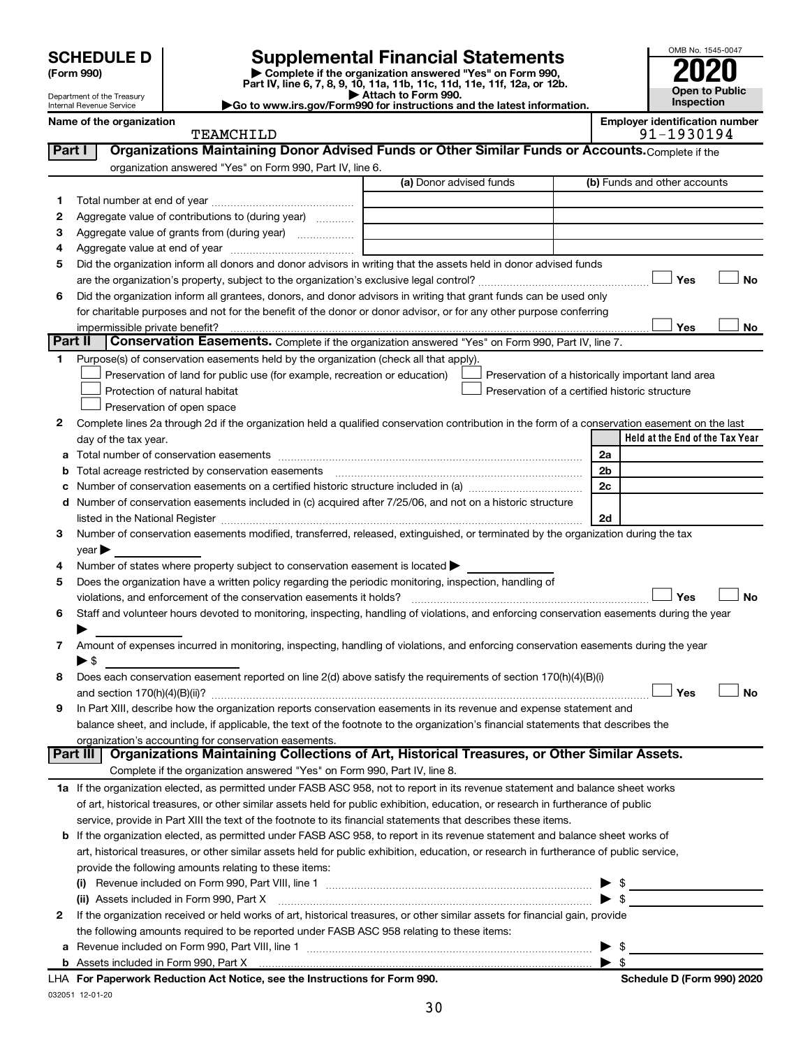# SCHEDULE D (Form 990)

Department of the Treasury
Internal Revenue Service

# Supplemental Financial Statements

▶ Complete if the organization answered "Yes" on Form 990, Part IV, line 6, 7, 8, 9, 10, 11a, 11b, 11c, 11d, 11e, 11f, 12a, or 12b.
▶ Attach to Form 990.
▶Go to www.irs.gov/Form990 for instructions and the latest information.

OMB No. 1545-0047

**2020**

**Open to Public Inspection**

**Name of the organization**
TEAMCHILD

**Employer identification number**
91-1930194

## Part I — Organizations Maintaining Donor Advised Funds or Other Similar Funds or Accounts.

Complete if the organization answered "Yes" on Form 990, Part IV, line 6.

| | | (a) Donor advised funds | (b) Funds and other accounts |
|---|---|---|---|
| 1 | Total number at end of year | | |
| 2 | Aggregate value of contributions to (during year) | | |
| 3 | Aggregate value of grants from (during year) | | |
| 4 | Aggregate value at end of year | | |

5 Did the organization inform all donors and donor advisors in writing that the assets held in donor advised funds are the organization's property, subject to the organization's exclusive legal control? ☐ Yes ☐ No

6 Did the organization inform all grantees, donors, and donor advisors in writing that grant funds can be used only for charitable purposes and not for the benefit of the donor or donor advisor, or for any other purpose conferring impermissible private benefit? ☐ Yes ☐ No

## Part II — Conservation Easements.

Complete if the organization answered "Yes" on Form 990, Part IV, line 7.

1 Purpose(s) of conservation easements held by the organization (check all that apply).
- ☐ Preservation of land for public use (for example, recreation or education)
- ☐ Protection of natural habitat
- ☐ Preservation of open space
- ☐ Preservation of a historically important land area
- ☐ Preservation of a certified historic structure

2 Complete lines 2a through 2d if the organization held a qualified conservation contribution in the form of a conservation easement on the last day of the tax year.

| | | | Held at the End of the Tax Year |
|---|---|---|---|
| a | Total number of conservation easements | 2a | |
| b | Total acreage restricted by conservation easements | 2b | |
| c | Number of conservation easements on a certified historic structure included in (a) | 2c | |
| d | Number of conservation easements included in (c) acquired after 7/25/06, and not on a historic structure listed in the National Register | 2d | |

3 Number of conservation easements modified, transferred, released, extinguished, or terminated by the organization during the tax year ▶

4 Number of states where property subject to conservation easement is located ▶

5 Does the organization have a written policy regarding the periodic monitoring, inspection, handling of violations, and enforcement of the conservation easements it holds? ☐ Yes ☐ No

6 Staff and volunteer hours devoted to monitoring, inspecting, handling of violations, and enforcing conservation easements during the year ▶

7 Amount of expenses incurred in monitoring, inspecting, handling of violations, and enforcing conservation easements during the year ▶ $

8 Does each conservation easement reported on line 2(d) above satisfy the requirements of section 170(h)(4)(B)(i) and section 170(h)(4)(B)(ii)? ☐ Yes ☐ No

9 In Part XIII, describe how the organization reports conservation easements in its revenue and expense statement and balance sheet, and include, if applicable, the text of the footnote to the organization's financial statements that describes the organization's accounting for conservation easements.

## Part III — Organizations Maintaining Collections of Art, Historical Treasures, or Other Similar Assets.

Complete if the organization answered "Yes" on Form 990, Part IV, line 8.

1a If the organization elected, as permitted under FASB ASC 958, not to report in its revenue statement and balance sheet works of art, historical treasures, or other similar assets held for public exhibition, education, or research in furtherance of public service, provide in Part XIII the text of the footnote to its financial statements that describes these items.

b If the organization elected, as permitted under FASB ASC 958, to report in its revenue statement and balance sheet works of art, historical treasures, or other similar assets held for public exhibition, education, or research in furtherance of public service, provide the following amounts relating to these items:

(i) Revenue included on Form 990, Part VIII, line 1 ▶ $

(ii) Assets included in Form 990, Part X ▶ $

2 If the organization received or held works of art, historical treasures, or other similar assets for financial gain, provide the following amounts required to be reported under FASB ASC 958 relating to these items:

a Revenue included on Form 990, Part VIII, line 1 ▶ $

b Assets included in Form 990, Part X ▶ $

LHA **For Paperwork Reduction Act Notice, see the Instructions for Form 990.** **Schedule D (Form 990) 2020**

032051 12-01-20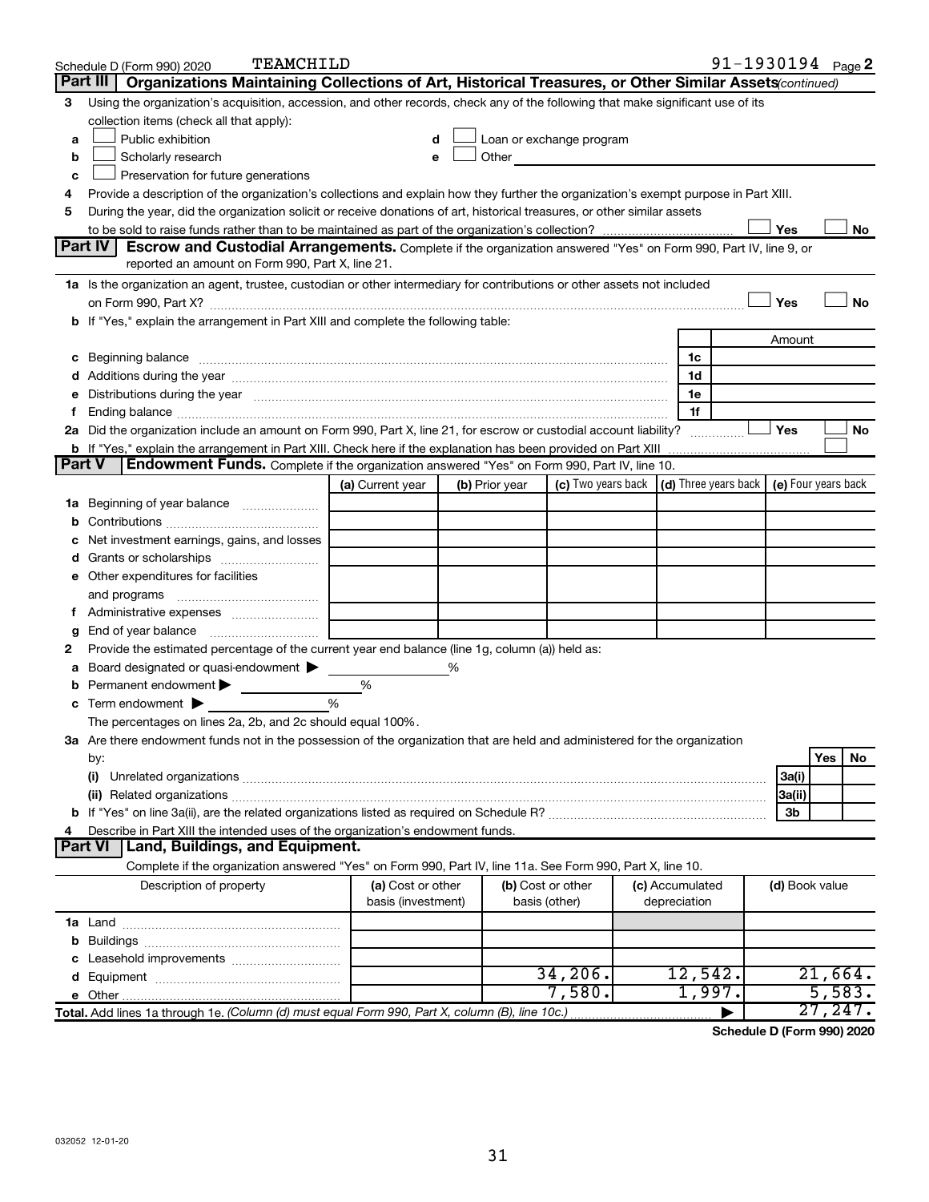Schedule D (Form 990) 2020 TEAMCHILD 91-1930194 Page 2

## Part III Organizations Maintaining Collections of Art, Historical Treasures, or Other Similar Assets (continued)

3 Using the organization's acquisition, accession, and other records, check any of the following that make significant use of its collection items (check all that apply):

- a ☐ Public exhibition
- b ☐ Scholarly research
- c ☐ Preservation for future generations
- d ☐ Loan or exchange program
- e ☐ Other

4 Provide a description of the organization's collections and explain how they further the organization's exempt purpose in Part XIII.

5 During the year, did the organization solicit or receive donations of art, historical treasures, or other similar assets to be sold to raise funds rather than to be maintained as part of the organization's collection? ☐ Yes ☐ No

## Part IV Escrow and Custodial Arrangements.

Complete if the organization answered "Yes" on Form 990, Part IV, line 9, or reported an amount on Form 990, Part X, line 21.

1a Is the organization an agent, trustee, custodian or other intermediary for contributions or other assets not included on Form 990, Part X? ☐ Yes ☐ No

b If "Yes," explain the arrangement in Part XIII and complete the following table:

| | | Amount |
|---|---|---|
| c Beginning balance | 1c | |
| d Additions during the year | 1d | |
| e Distributions during the year | 1e | |
| f Ending balance | 1f | |

2a Did the organization include an amount on Form 990, Part X, line 21, for escrow or custodial account liability? ☐ Yes ☐ No

b If "Yes," explain the arrangement in Part XIII. Check here if the explanation has been provided on Part XIII ☐

## Part V Endowment Funds.

Complete if the organization answered "Yes" on Form 990, Part IV, line 10.

| | (a) Current year | (b) Prior year | (c) Two years back | (d) Three years back | (e) Four years back |
|---|---|---|---|---|---|
| 1a Beginning of year balance | | | | | |
| b Contributions | | | | | |
| c Net investment earnings, gains, and losses | | | | | |
| d Grants or scholarships | | | | | |
| e Other expenditures for facilities and programs | | | | | |
| f Administrative expenses | | | | | |
| g End of year balance | | | | | |

2 Provide the estimated percentage of the current year end balance (line 1g, column (a)) held as:

- a Board designated or quasi-endowment ▶ %
- b Permanent endowment ▶ %
- c Term endowment ▶ %

The percentages on lines 2a, 2b, and 2c should equal 100%.

3a Are there endowment funds not in the possession of the organization that are held and administered for the organization by:

| | | Yes | No |
|---|---|---|---|
| (i) Unrelated organizations | 3a(i) | | |
| (ii) Related organizations | 3a(ii) | | |
| b If "Yes" on line 3a(ii), are the related organizations listed as required on Schedule R? | 3b | | |

4 Describe in Part XIII the intended uses of the organization's endowment funds.

## Part VI Land, Buildings, and Equipment.

Complete if the organization answered "Yes" on Form 990, Part IV, line 11a. See Form 990, Part X, line 10.

| Description of property | (a) Cost or other basis (investment) | (b) Cost or other basis (other) | (c) Accumulated depreciation | (d) Book value |
|---|---|---|---|---|
| 1a Land | | | | |
| b Buildings | | | | |
| c Leasehold improvements | | | | |
| d Equipment | | 34,206. | 12,542. | 21,664. |
| e Other | | 7,580. | 1,997. | 5,583. |
| **Total.** Add lines 1a through 1e. *(Column (d) must equal Form 990, Part X, column (B), line 10c.)* ▶ | | | | 27,247. |

Schedule D (Form 990) 2020

032052 12-01-20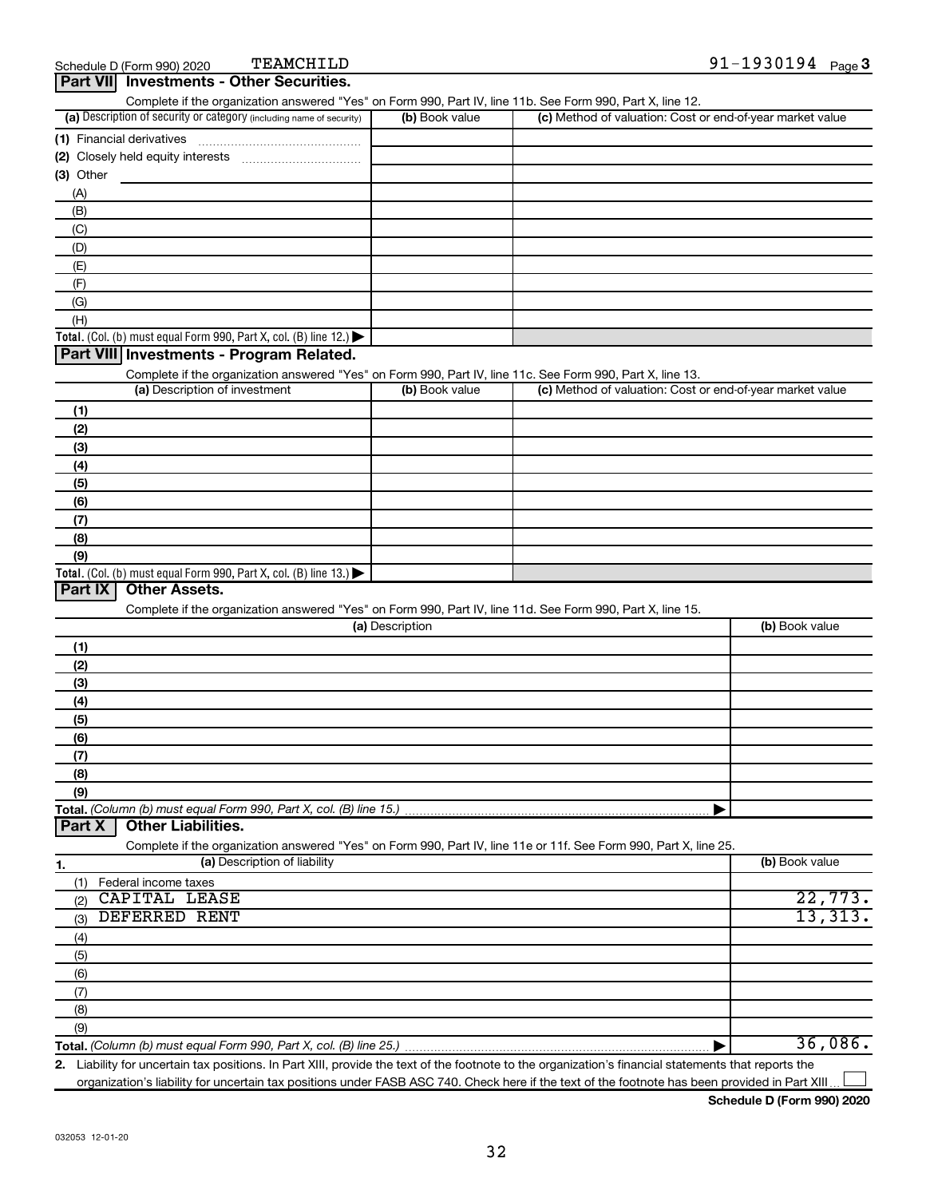Schedule D (Form 990) 2020 TEAMCHILD 91-1930194 Page 3

## Part VII Investments - Other Securities.

Complete if the organization answered "Yes" on Form 990, Part IV, line 11b. See Form 990, Part X, line 12.

| (a) Description of security or category (including name of security) | (b) Book value | (c) Method of valuation: Cost or end-of-year market value |
|---|---|---|
| (1) Financial derivatives | | |
| (2) Closely held equity interests | | |
| (3) Other | | |
| (A) | | |
| (B) | | |
| (C) | | |
| (D) | | |
| (E) | | |
| (F) | | |
| (G) | | |
| (H) | | |
| **Total.** (Col. (b) must equal Form 990, Part X, col. (B) line 12.) | | |

## Part VIII Investments - Program Related.

Complete if the organization answered "Yes" on Form 990, Part IV, line 11c. See Form 990, Part X, line 13.

| (a) Description of investment | (b) Book value | (c) Method of valuation: Cost or end-of-year market value |
|---|---|---|
| (1) | | |
| (2) | | |
| (3) | | |
| (4) | | |
| (5) | | |
| (6) | | |
| (7) | | |
| (8) | | |
| (9) | | |
| **Total.** (Col. (b) must equal Form 990, Part X, col. (B) line 13.) | | |

## Part IX Other Assets.

Complete if the organization answered "Yes" on Form 990, Part IV, line 11d. See Form 990, Part X, line 15.

| (a) Description | (b) Book value |
|---|---|
| (1) | |
| (2) | |
| (3) | |
| (4) | |
| (5) | |
| (6) | |
| (7) | |
| (8) | |
| (9) | |
| **Total.** *(Column (b) must equal Form 990, Part X, col. (B) line 15.)* | |

## Part X Other Liabilities.

Complete if the organization answered "Yes" on Form 990, Part IV, line 11e or 11f. See Form 990, Part X, line 25.

| 1. (a) Description of liability | (b) Book value |
|---|---|
| (1) Federal income taxes | |
| (2) CAPITAL LEASE | 22,773. |
| (3) DEFERRED RENT | 13,313. |
| (4) | |
| (5) | |
| (6) | |
| (7) | |
| (8) | |
| (9) | |
| **Total.** *(Column (b) must equal Form 990, Part X, col. (B) line 25.)* | 36,086. |

**2.** Liability for uncertain tax positions. In Part XIII, provide the text of the footnote to the organization's financial statements that reports the organization's liability for uncertain tax positions under FASB ASC 740. Check here if the text of the footnote has been provided in Part XIII ☐

**Schedule D (Form 990) 2020**

032053 12-01-20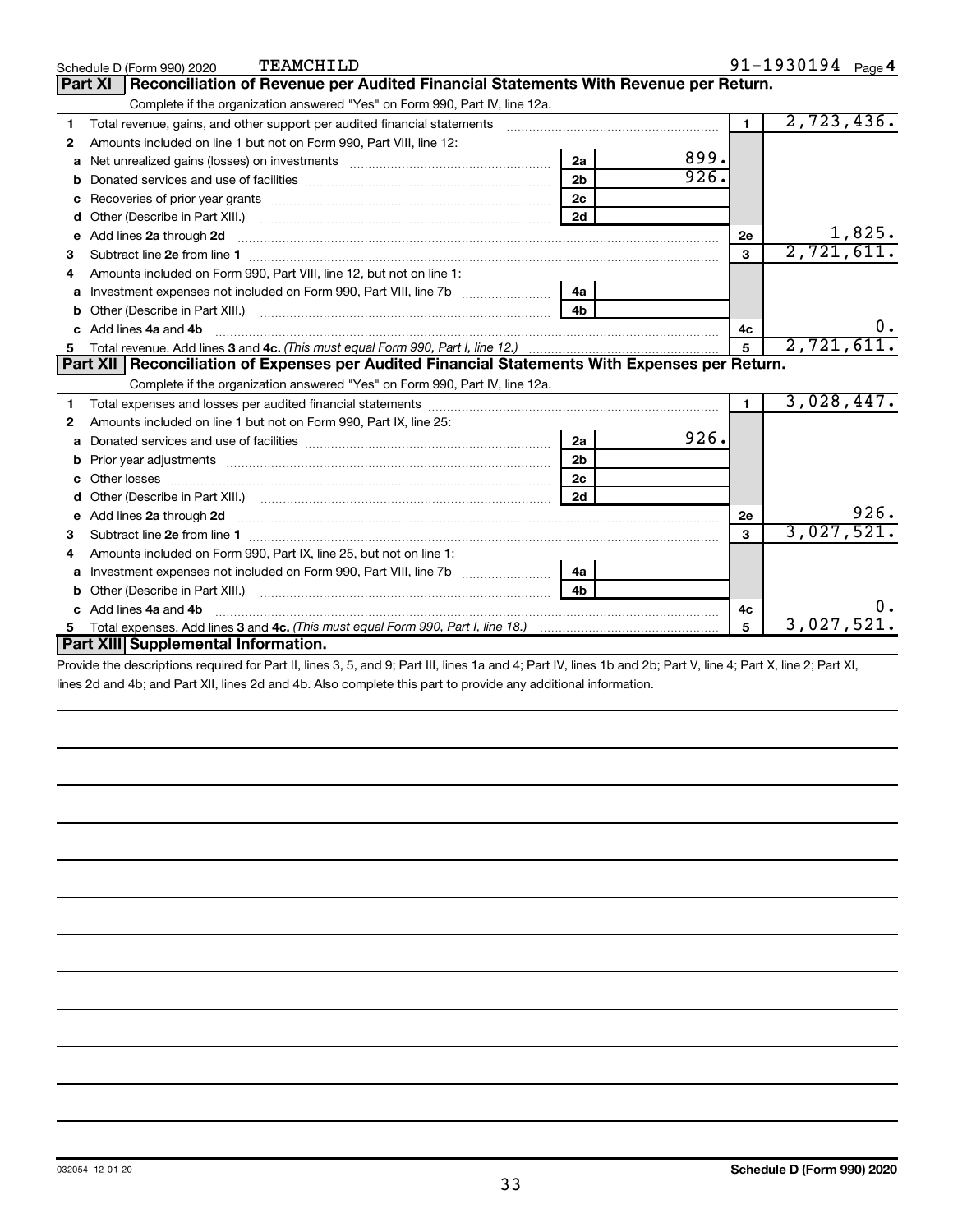Schedule D (Form 990) 2020 TEAMCHILD 91-1930194 Page 4

## Part XI Reconciliation of Revenue per Audited Financial Statements With Revenue per Return.

Complete if the organization answered "Yes" on Form 990, Part IV, line 12a.

| | | | | | |
|---|---|---|---|---|---|
| 1 | Total revenue, gains, and other support per audited financial statements | | | 1 | 2,723,436. |
| 2 | Amounts included on line 1 but not on Form 990, Part VIII, line 12: | | | | |
| a | Net unrealized gains (losses) on investments | 2a | 899. | | |
| b | Donated services and use of facilities | 2b | 926. | | |
| c | Recoveries of prior year grants | 2c | | | |
| d | Other (Describe in Part XIII.) | 2d | | | |
| e | Add lines **2a** through **2d** | | | 2e | 1,825. |
| 3 | Subtract line **2e** from line **1** | | | 3 | 2,721,611. |
| 4 | Amounts included on Form 990, Part VIII, line 12, but not on line 1: | | | | |
| a | Investment expenses not included on Form 990, Part VIII, line 7b | 4a | | | |
| b | Other (Describe in Part XIII.) | 4b | | | |
| c | Add lines **4a** and **4b** | | | 4c | 0. |
| 5 | Total revenue. Add lines **3** and **4c.** *(This must equal Form 990, Part I, line 12.)* | | | 5 | 2,721,611. |

## Part XII Reconciliation of Expenses per Audited Financial Statements With Expenses per Return.

Complete if the organization answered "Yes" on Form 990, Part IV, line 12a.

| | | | | | |
|---|---|---|---|---|---|
| 1 | Total expenses and losses per audited financial statements | | | 1 | 3,028,447. |
| 2 | Amounts included on line 1 but not on Form 990, Part IX, line 25: | | | | |
| a | Donated services and use of facilities | 2a | 926. | | |
| b | Prior year adjustments | 2b | | | |
| c | Other losses | 2c | | | |
| d | Other (Describe in Part XIII.) | 2d | | | |
| e | Add lines **2a** through **2d** | | | 2e | 926. |
| 3 | Subtract line **2e** from line **1** | | | 3 | 3,027,521. |
| 4 | Amounts included on Form 990, Part IX, line 25, but not on line 1: | | | | |
| a | Investment expenses not included on Form 990, Part VIII, line 7b | 4a | | | |
| b | Other (Describe in Part XIII.) | 4b | | | |
| c | Add lines **4a** and **4b** | | | 4c | 0. |
| 5 | Total expenses. Add lines **3** and **4c.** *(This must equal Form 990, Part I, line 18.)* | | | 5 | 3,027,521. |

## Part XIII Supplemental Information.

Provide the descriptions required for Part II, lines 3, 5, and 9; Part III, lines 1a and 4; Part IV, lines 1b and 2b; Part V, line 4; Part X, line 2; Part XI, lines 2d and 4b; and Part XII, lines 2d and 4b. Also complete this part to provide any additional information.

032054 12-01-20 **Schedule D (Form 990) 2020**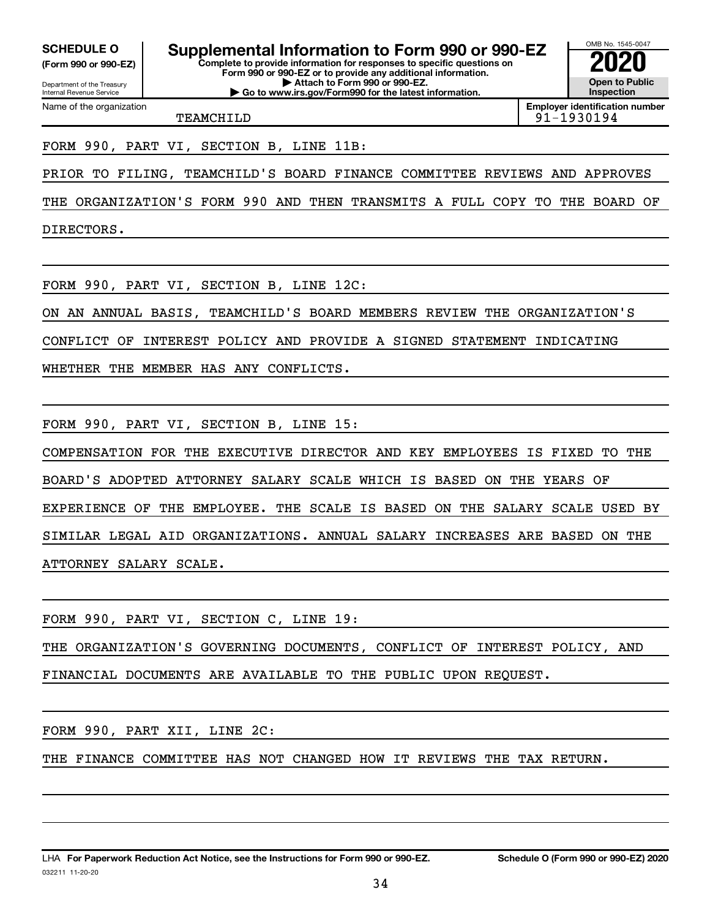**SCHEDULE O** (Form 990 or 990-EZ)

Department of the Treasury
Internal Revenue Service

# Supplemental Information to Form 990 or 990-EZ

**Complete to provide information for responses to specific questions on Form 990 or 990-EZ or to provide any additional information.**
**▶ Attach to Form 990 or 990-EZ.**
**▶ Go to www.irs.gov/Form990 for the latest information.**

OMB No. 1545-0047

**2020**

**Open to Public Inspection**

Name of the organization: TEAMCHILD

**Employer identification number:** 91-1930194

FORM 990, PART VI, SECTION B, LINE 11B:

PRIOR TO FILING, TEAMCHILD'S BOARD FINANCE COMMITTEE REVIEWS AND APPROVES THE ORGANIZATION'S FORM 990 AND THEN TRANSMITS A FULL COPY TO THE BOARD OF DIRECTORS.

FORM 990, PART VI, SECTION B, LINE 12C:

ON AN ANNUAL BASIS, TEAMCHILD'S BOARD MEMBERS REVIEW THE ORGANIZATION'S CONFLICT OF INTEREST POLICY AND PROVIDE A SIGNED STATEMENT INDICATING WHETHER THE MEMBER HAS ANY CONFLICTS.

FORM 990, PART VI, SECTION B, LINE 15:

COMPENSATION FOR THE EXECUTIVE DIRECTOR AND KEY EMPLOYEES IS FIXED TO THE BOARD'S ADOPTED ATTORNEY SALARY SCALE WHICH IS BASED ON THE YEARS OF EXPERIENCE OF THE EMPLOYEE. THE SCALE IS BASED ON THE SALARY SCALE USED BY SIMILAR LEGAL AID ORGANIZATIONS. ANNUAL SALARY INCREASES ARE BASED ON THE ATTORNEY SALARY SCALE.

FORM 990, PART VI, SECTION C, LINE 19:

THE ORGANIZATION'S GOVERNING DOCUMENTS, CONFLICT OF INTEREST POLICY, AND FINANCIAL DOCUMENTS ARE AVAILABLE TO THE PUBLIC UPON REQUEST.

FORM 990, PART XII, LINE 2C:

THE FINANCE COMMITTEE HAS NOT CHANGED HOW IT REVIEWS THE TAX RETURN.

LHA **For Paperwork Reduction Act Notice, see the Instructions for Form 990 or 990-EZ.** **Schedule O (Form 990 or 990-EZ) 2020**

032211 11-20-20